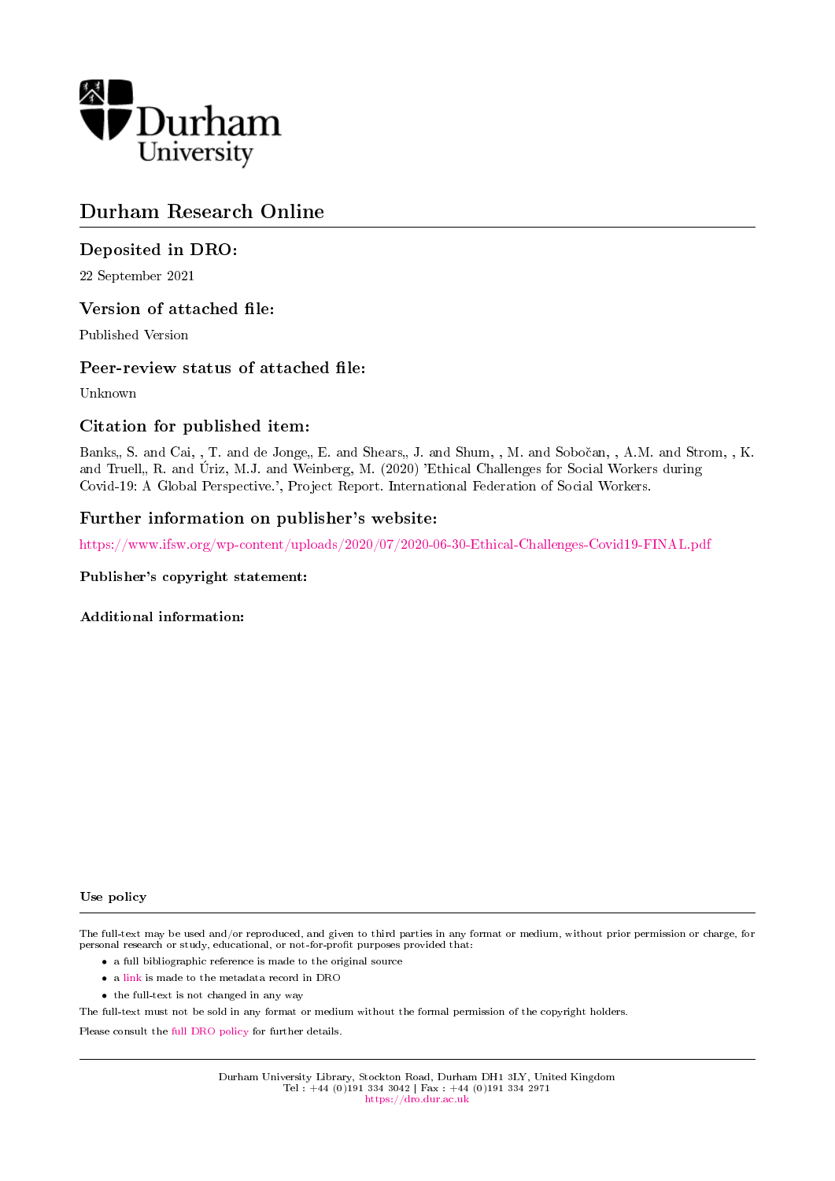Durham University

# Durham Research Online

## Deposited in DRO:

22 September 2021

## Version of attached file:

Published Version

## Peer-review status of attached file:

Unknown

## Citation for published item:

Banks,, S. and Cai, , T. and de Jonge,, E. and Shears,, J. and Shum, , M. and Sobočan, , A.M. and Strom, , K. and Truell,, R. and Úriz, M.J. and Weinberg, M. (2020) 'Ethical Challenges for Social Workers during Covid-19: A Global Perspective.', Project Report. International Federation of Social Workers.

## Further information on publisher's website:

https://www.ifsw.org/wp-content/uploads/2020/07/2020-06-30-Ethical-Challenges-Covid19-FINAL.pdf

**Publisher's copyright statement:**

**Additional information:**

**Use policy**

The full-text may be used and/or reproduced, and given to third parties in any format or medium, without prior permission or charge, for personal research or study, educational, or not-for-profit purposes provided that:

- a full bibliographic reference is made to the original source
- a link is made to the metadata record in DRO
- the full-text is not changed in any way

The full-text must not be sold in any format or medium without the formal permission of the copyright holders.

Please consult the full DRO policy for further details.

Durham University Library, Stockton Road, Durham DH1 3LY, United Kingdom
Tel : +44 (0)191 334 3042 | Fax : +44 (0)191 334 2971
https://dro.dur.ac.uk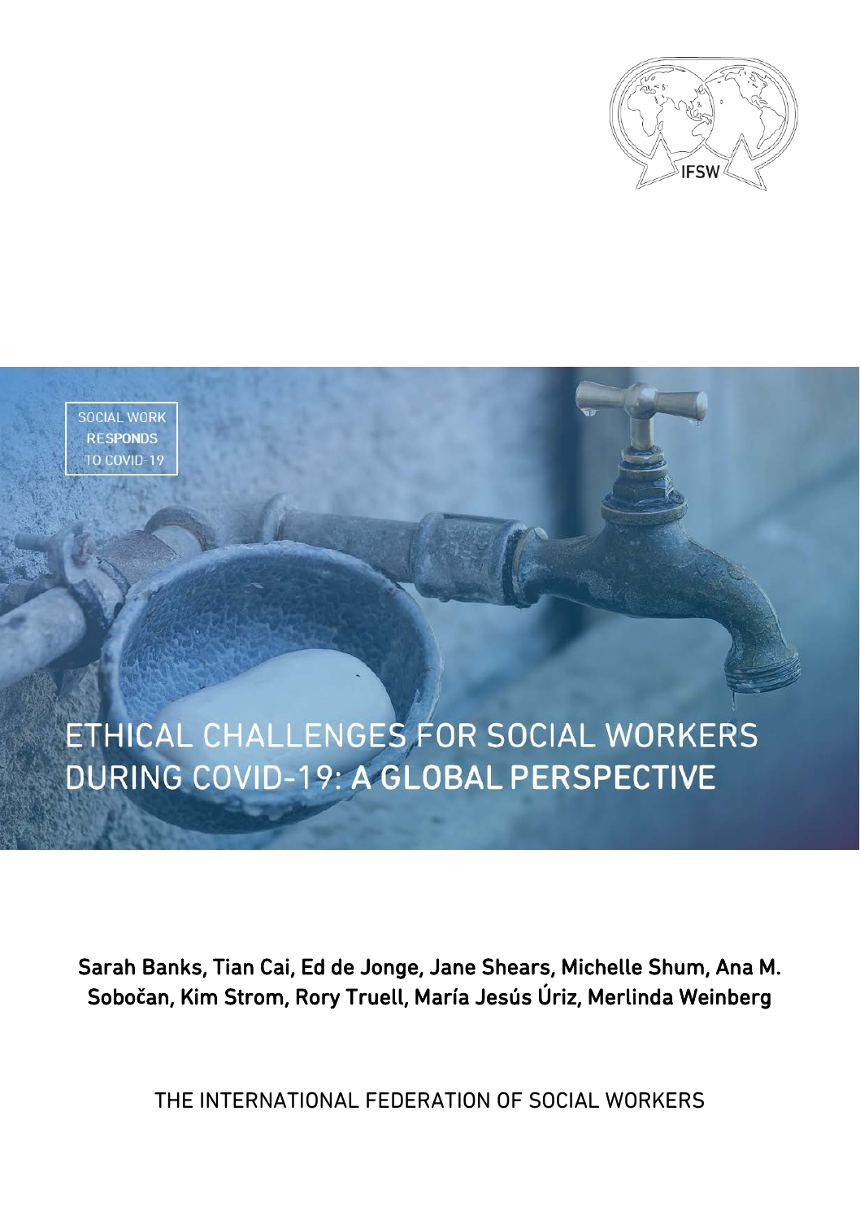SOCIAL WORK
RESPONDS
TO COVID-19

# ETHICAL CHALLENGES FOR SOCIAL WORKERS DURING COVID-19: A GLOBAL PERSPECTIVE

**Sarah Banks, Tian Cai, Ed de Jonge, Jane Shears, Michelle Shum, Ana M. Sobočan, Kim Strom, Rory Truell, María Jesús Úriz, Merlinda Weinberg**

THE INTERNATIONAL FEDERATION OF SOCIAL WORKERS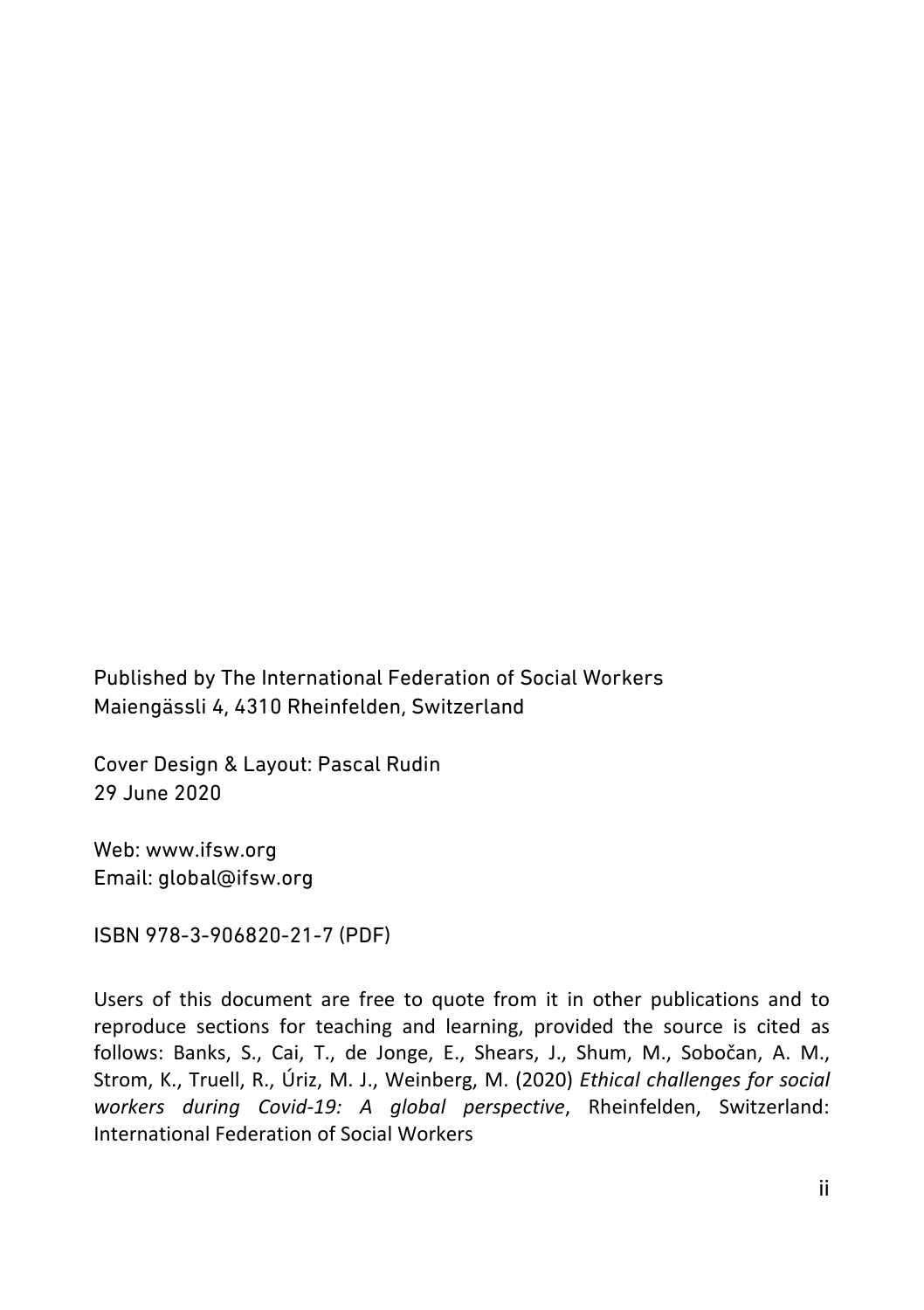Published by The International Federation of Social Workers
Maiengässli 4, 4310 Rheinfelden, Switzerland

Cover Design & Layout: Pascal Rudin
29 June 2020

Web: www.ifsw.org
Email: global@ifsw.org

ISBN 978-3-906820-21-7 (PDF)

Users of this document are free to quote from it in other publications and to reproduce sections for teaching and learning, provided the source is cited as follows: Banks, S., Cai, T., de Jonge, E., Shears, J., Shum, M., Sobočan, A. M., Strom, K., Truell, R., Úriz, M. J., Weinberg, M. (2020) *Ethical challenges for social workers during Covid-19: A global perspective*, Rheinfelden, Switzerland: International Federation of Social Workers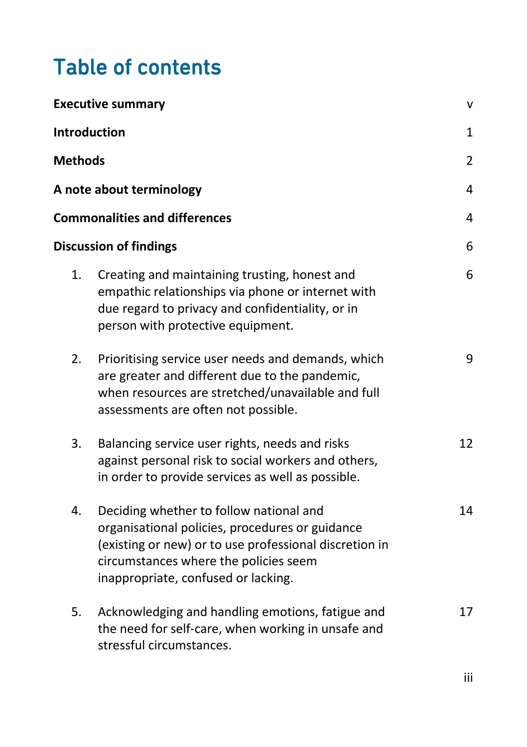# Table of contents

| | |
|---|---|
| **Executive summary** | v |
| **Introduction** | 1 |
| **Methods** | 2 |
| **A note about terminology** | 4 |
| **Commonalities and differences** | 4 |
| **Discussion of findings** | 6 |
| 1. Creating and maintaining trusting, honest and empathic relationships via phone or internet with due regard to privacy and confidentiality, or in person with protective equipment. | 6 |
| 2. Prioritising service user needs and demands, which are greater and different due to the pandemic, when resources are stretched/unavailable and full assessments are often not possible. | 9 |
| 3. Balancing service user rights, needs and risks against personal risk to social workers and others, in order to provide services as well as possible. | 12 |
| 4. Deciding whether to follow national and organisational policies, procedures or guidance (existing or new) or to use professional discretion in circumstances where the policies seem inappropriate, confused or lacking. | 14 |
| 5. Acknowledging and handling emotions, fatigue and the need for self-care, when working in unsafe and stressful circumstances. | 17 |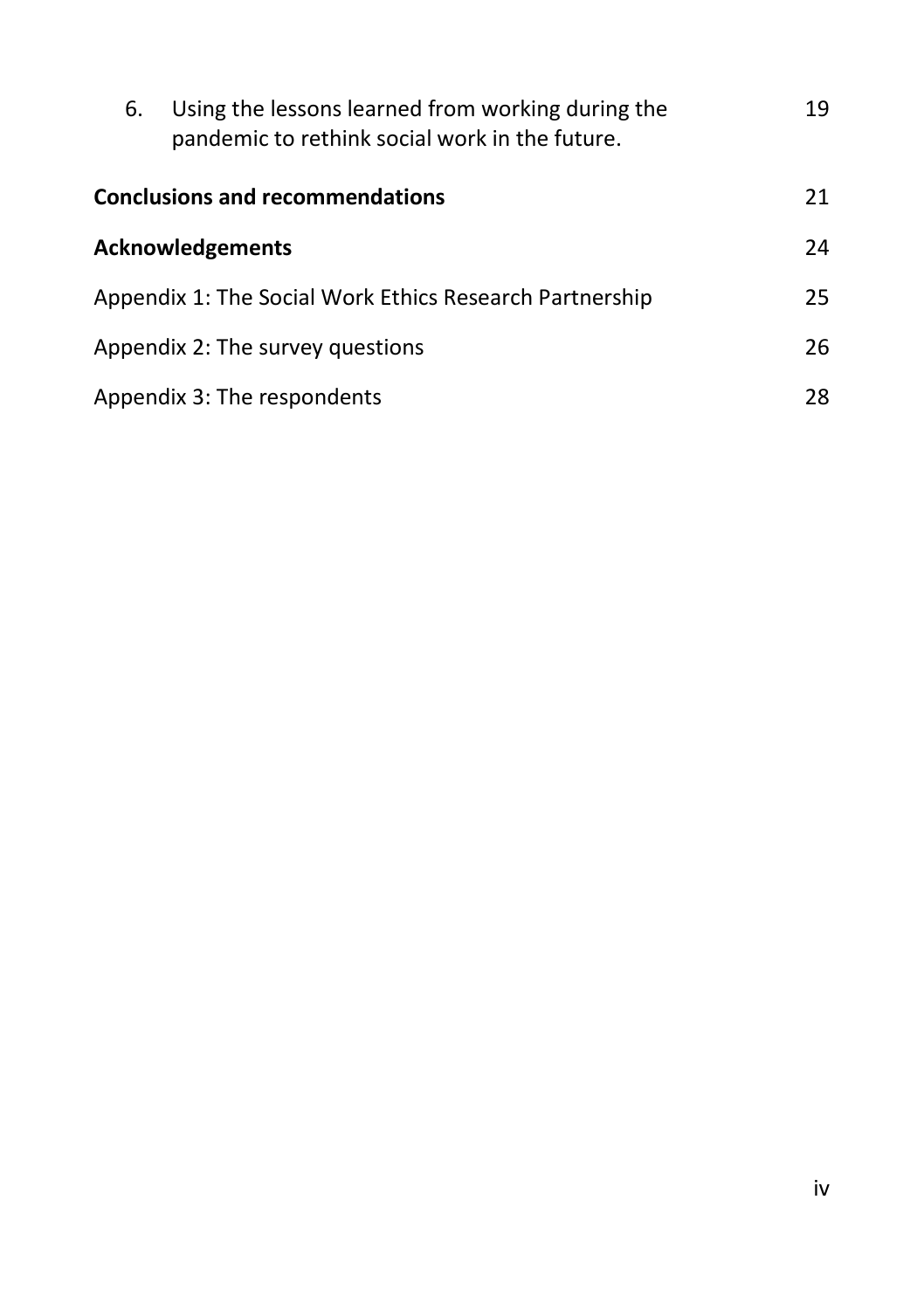6. Using the lessons learned from working during the pandemic to rethink social work in the future. 19

**Conclusions and recommendations** 21

**Acknowledgements** 24

Appendix 1: The Social Work Ethics Research Partnership 25

Appendix 2: The survey questions 26

Appendix 3: The respondents 28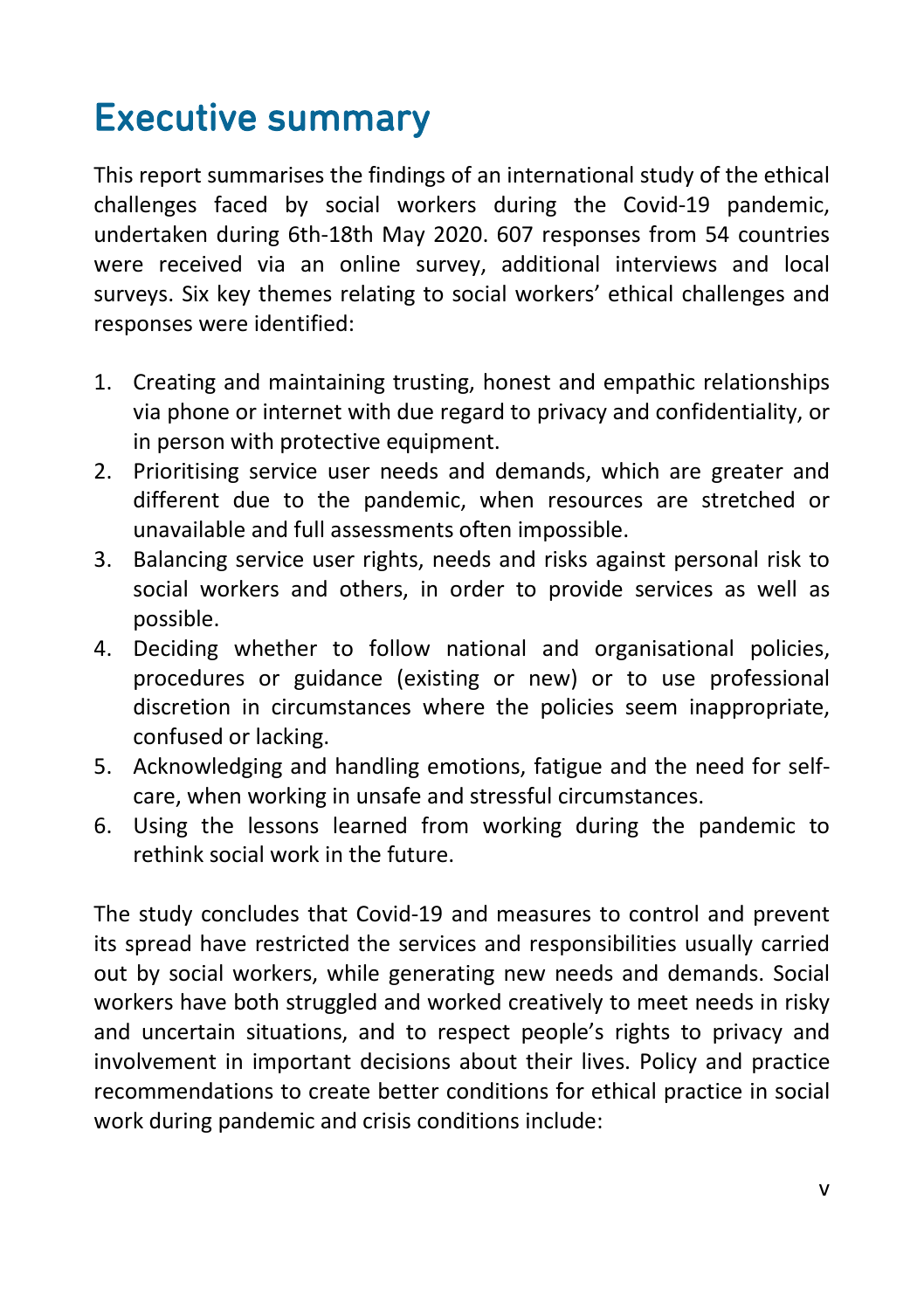# Executive summary

This report summarises the findings of an international study of the ethical challenges faced by social workers during the Covid-19 pandemic, undertaken during 6th-18th May 2020. 607 responses from 54 countries were received via an online survey, additional interviews and local surveys. Six key themes relating to social workers' ethical challenges and responses were identified:

1. Creating and maintaining trusting, honest and empathic relationships via phone or internet with due regard to privacy and confidentiality, or in person with protective equipment.
2. Prioritising service user needs and demands, which are greater and different due to the pandemic, when resources are stretched or unavailable and full assessments often impossible.
3. Balancing service user rights, needs and risks against personal risk to social workers and others, in order to provide services as well as possible.
4. Deciding whether to follow national and organisational policies, procedures or guidance (existing or new) or to use professional discretion in circumstances where the policies seem inappropriate, confused or lacking.
5. Acknowledging and handling emotions, fatigue and the need for self-care, when working in unsafe and stressful circumstances.
6. Using the lessons learned from working during the pandemic to rethink social work in the future.

The study concludes that Covid-19 and measures to control and prevent its spread have restricted the services and responsibilities usually carried out by social workers, while generating new needs and demands. Social workers have both struggled and worked creatively to meet needs in risky and uncertain situations, and to respect people's rights to privacy and involvement in important decisions about their lives. Policy and practice recommendations to create better conditions for ethical practice in social work during pandemic and crisis conditions include: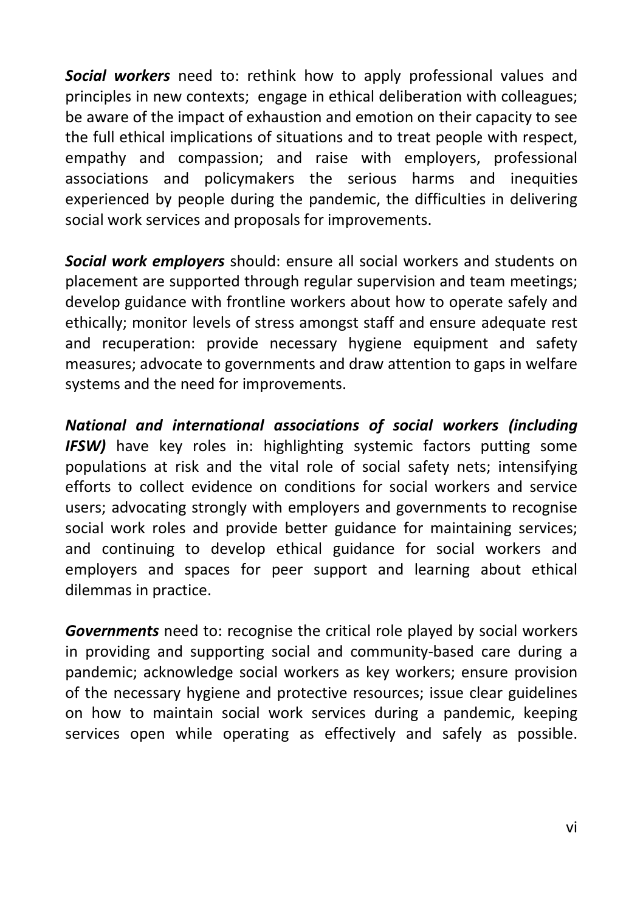***Social workers*** need to: rethink how to apply professional values and principles in new contexts;  engage in ethical deliberation with colleagues; be aware of the impact of exhaustion and emotion on their capacity to see the full ethical implications of situations and to treat people with respect, empathy and compassion; and raise with employers, professional associations and policymakers the serious harms and inequities experienced by people during the pandemic, the difficulties in delivering social work services and proposals for improvements.

***Social work employers*** should: ensure all social workers and students on placement are supported through regular supervision and team meetings; develop guidance with frontline workers about how to operate safely and ethically; monitor levels of stress amongst staff and ensure adequate rest and recuperation: provide necessary hygiene equipment and safety measures; advocate to governments and draw attention to gaps in welfare systems and the need for improvements.

***National and international associations of social workers (including IFSW)*** have key roles in: highlighting systemic factors putting some populations at risk and the vital role of social safety nets; intensifying efforts to collect evidence on conditions for social workers and service users; advocating strongly with employers and governments to recognise social work roles and provide better guidance for maintaining services; and continuing to develop ethical guidance for social workers and employers and spaces for peer support and learning about ethical dilemmas in practice.

***Governments*** need to: recognise the critical role played by social workers in providing and supporting social and community-based care during a pandemic; acknowledge social workers as key workers; ensure provision of the necessary hygiene and protective resources; issue clear guidelines on how to maintain social work services during a pandemic, keeping services open while operating as effectively and safely as possible.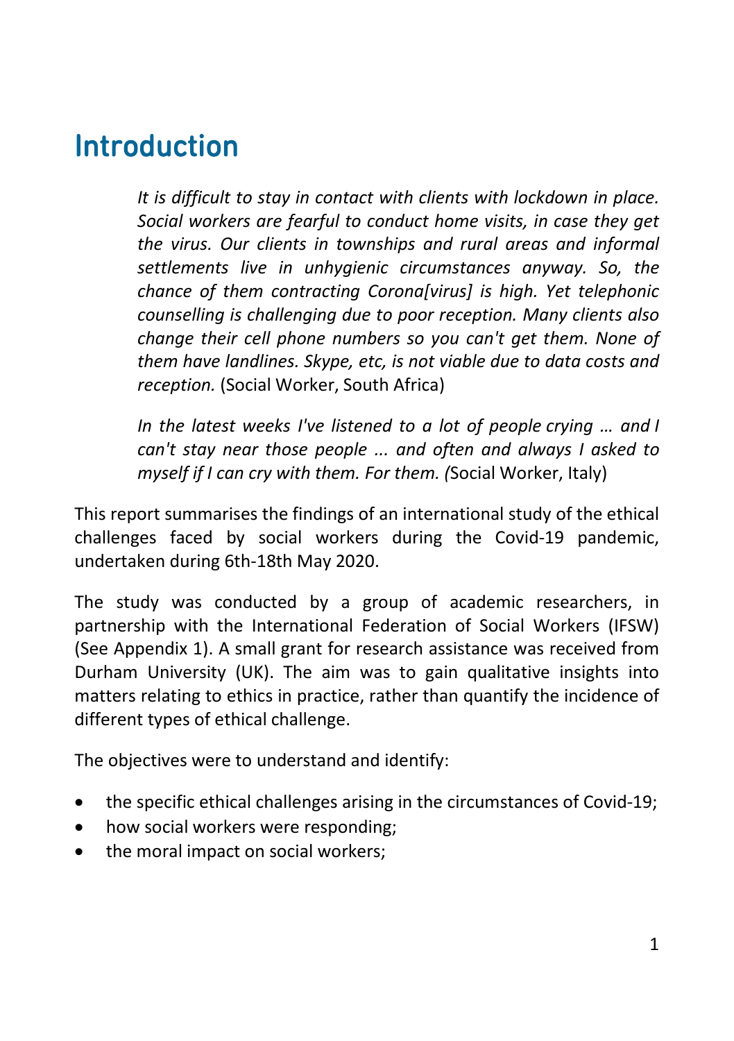# Introduction

> *It is difficult to stay in contact with clients with lockdown in place. Social workers are fearful to conduct home visits, in case they get the virus. Our clients in townships and rural areas and informal settlements live in unhygienic circumstances anyway. So, the chance of them contracting Corona[virus] is high. Yet telephonic counselling is challenging due to poor reception. Many clients also change their cell phone numbers so you can't get them. None of them have landlines. Skype, etc, is not viable due to data costs and reception.* (Social Worker, South Africa)

> *In the latest weeks I've listened to a lot of people crying … and I can't stay near those people ... and often and always I asked to myself if I can cry with them. For them. (*Social Worker, Italy)

This report summarises the findings of an international study of the ethical challenges faced by social workers during the Covid-19 pandemic, undertaken during 6th-18th May 2020.

The study was conducted by a group of academic researchers, in partnership with the International Federation of Social Workers (IFSW) (See Appendix 1). A small grant for research assistance was received from Durham University (UK). The aim was to gain qualitative insights into matters relating to ethics in practice, rather than quantify the incidence of different types of ethical challenge.

The objectives were to understand and identify:

- the specific ethical challenges arising in the circumstances of Covid-19;
- how social workers were responding;
- the moral impact on social workers;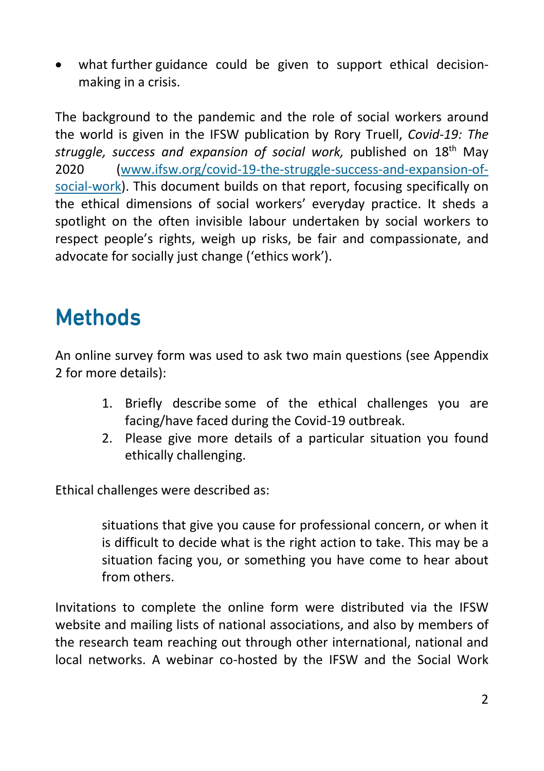- what further guidance could be given to support ethical decision-making in a crisis.

The background to the pandemic and the role of social workers around the world is given in the IFSW publication by Rory Truell, *Covid-19: The struggle, success and expansion of social work,* published on 18th May 2020 ([www.ifsw.org/covid-19-the-struggle-success-and-expansion-of-social-work](www.ifsw.org/covid-19-the-struggle-success-and-expansion-of-social-work)). This document builds on that report, focusing specifically on the ethical dimensions of social workers' everyday practice. It sheds a spotlight on the often invisible labour undertaken by social workers to respect people's rights, weigh up risks, be fair and compassionate, and advocate for socially just change ('ethics work').

## Methods

An online survey form was used to ask two main questions (see Appendix 2 for more details):

1. Briefly describe some of the ethical challenges you are facing/have faced during the Covid-19 outbreak.
2. Please give more details of a particular situation you found ethically challenging.

Ethical challenges were described as:

> situations that give you cause for professional concern, or when it is difficult to decide what is the right action to take. This may be a situation facing you, or something you have come to hear about from others.

Invitations to complete the online form were distributed via the IFSW website and mailing lists of national associations, and also by members of the research team reaching out through other international, national and local networks. A webinar co-hosted by the IFSW and the Social Work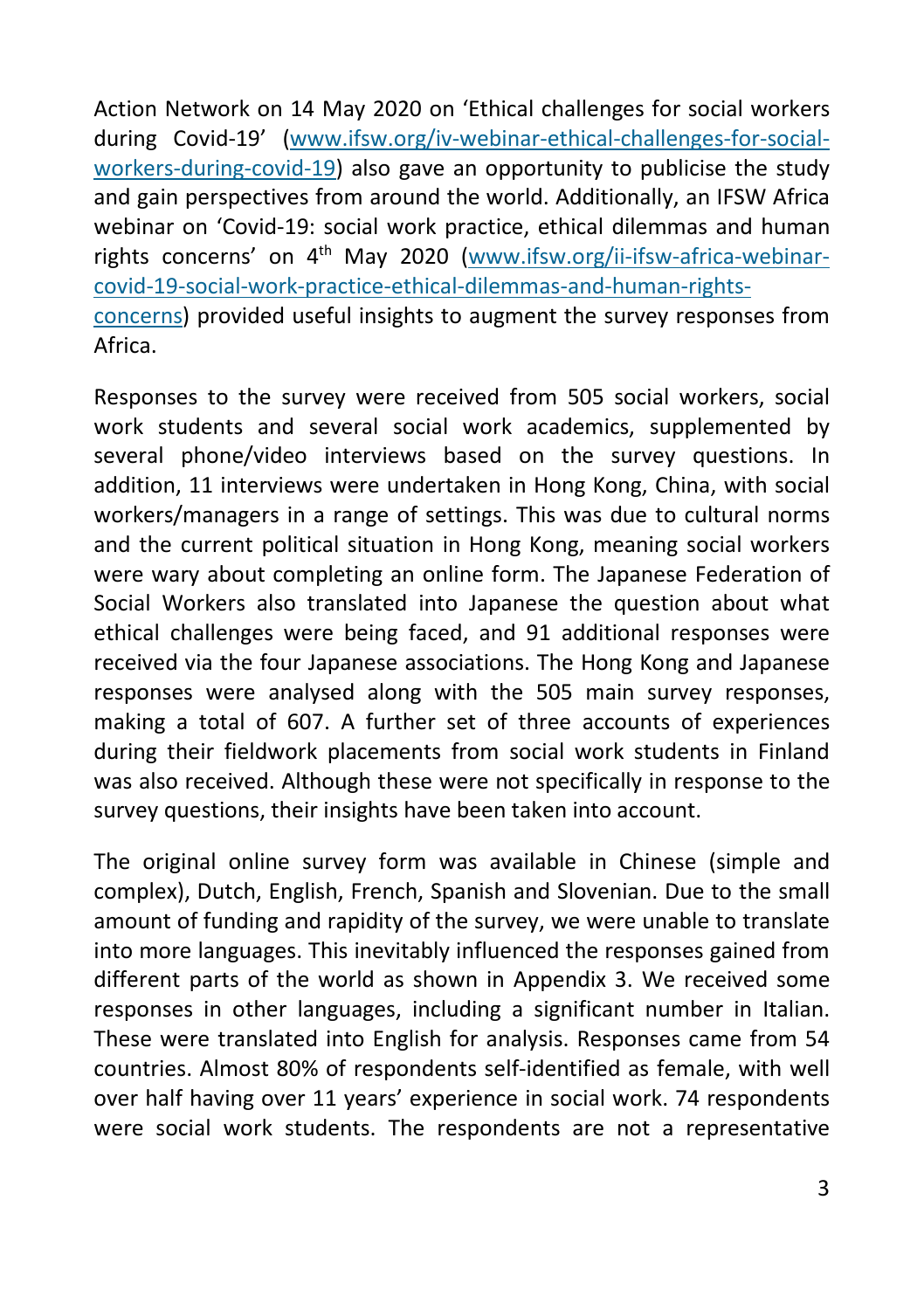Action Network on 14 May 2020 on 'Ethical challenges for social workers during Covid-19' (www.ifsw.org/iv-webinar-ethical-challenges-for-social-workers-during-covid-19) also gave an opportunity to publicise the study and gain perspectives from around the world. Additionally, an IFSW Africa webinar on 'Covid-19: social work practice, ethical dilemmas and human rights concerns' on 4th May 2020 (www.ifsw.org/ii-ifsw-africa-webinar-covid-19-social-work-practice-ethical-dilemmas-and-human-rights-concerns) provided useful insights to augment the survey responses from Africa.

Responses to the survey were received from 505 social workers, social work students and several social work academics, supplemented by several phone/video interviews based on the survey questions. In addition, 11 interviews were undertaken in Hong Kong, China, with social workers/managers in a range of settings. This was due to cultural norms and the current political situation in Hong Kong, meaning social workers were wary about completing an online form. The Japanese Federation of Social Workers also translated into Japanese the question about what ethical challenges were being faced, and 91 additional responses were received via the four Japanese associations. The Hong Kong and Japanese responses were analysed along with the 505 main survey responses, making a total of 607. A further set of three accounts of experiences during their fieldwork placements from social work students in Finland was also received. Although these were not specifically in response to the survey questions, their insights have been taken into account.

The original online survey form was available in Chinese (simple and complex), Dutch, English, French, Spanish and Slovenian. Due to the small amount of funding and rapidity of the survey, we were unable to translate into more languages. This inevitably influenced the responses gained from different parts of the world as shown in Appendix 3. We received some responses in other languages, including a significant number in Italian. These were translated into English for analysis. Responses came from 54 countries. Almost 80% of respondents self-identified as female, with well over half having over 11 years' experience in social work. 74 respondents were social work students. The respondents are not a representative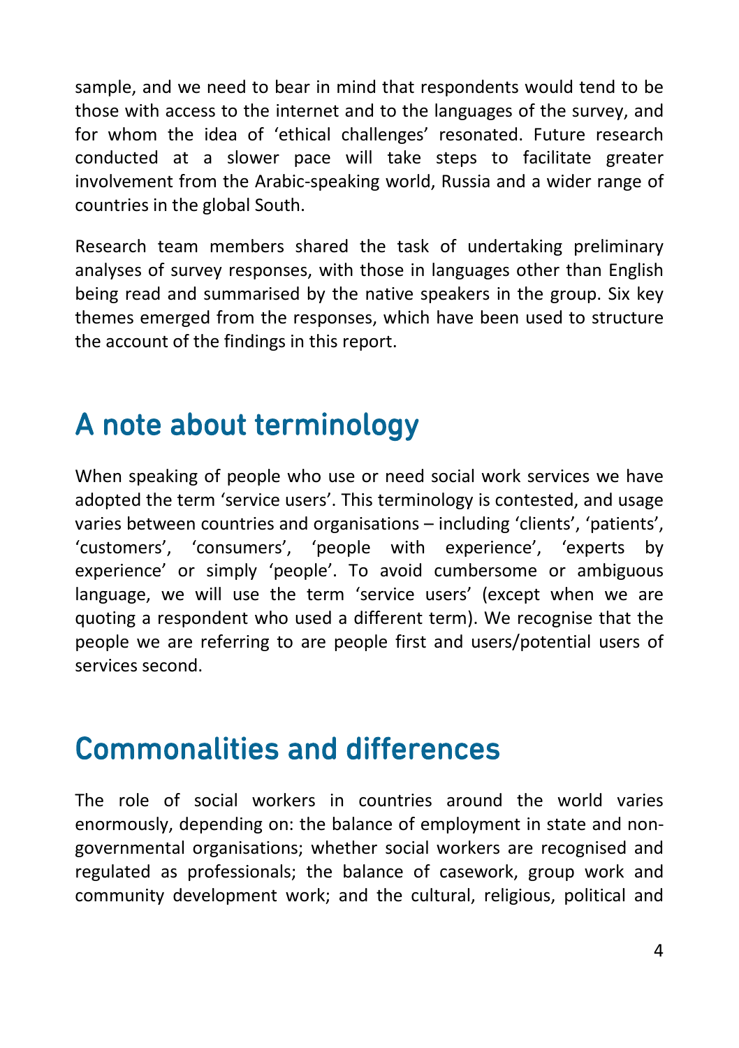sample, and we need to bear in mind that respondents would tend to be those with access to the internet and to the languages of the survey, and for whom the idea of 'ethical challenges' resonated. Future research conducted at a slower pace will take steps to facilitate greater involvement from the Arabic-speaking world, Russia and a wider range of countries in the global South.

Research team members shared the task of undertaking preliminary analyses of survey responses, with those in languages other than English being read and summarised by the native speakers in the group. Six key themes emerged from the responses, which have been used to structure the account of the findings in this report.

## A note about terminology

When speaking of people who use or need social work services we have adopted the term 'service users'. This terminology is contested, and usage varies between countries and organisations – including 'clients', 'patients', 'customers', 'consumers', 'people with experience', 'experts by experience' or simply 'people'. To avoid cumbersome or ambiguous language, we will use the term 'service users' (except when we are quoting a respondent who used a different term). We recognise that the people we are referring to are people first and users/potential users of services second.

## Commonalities and differences

The role of social workers in countries around the world varies enormously, depending on: the balance of employment in state and non-governmental organisations; whether social workers are recognised and regulated as professionals; the balance of casework, group work and community development work; and the cultural, religious, political and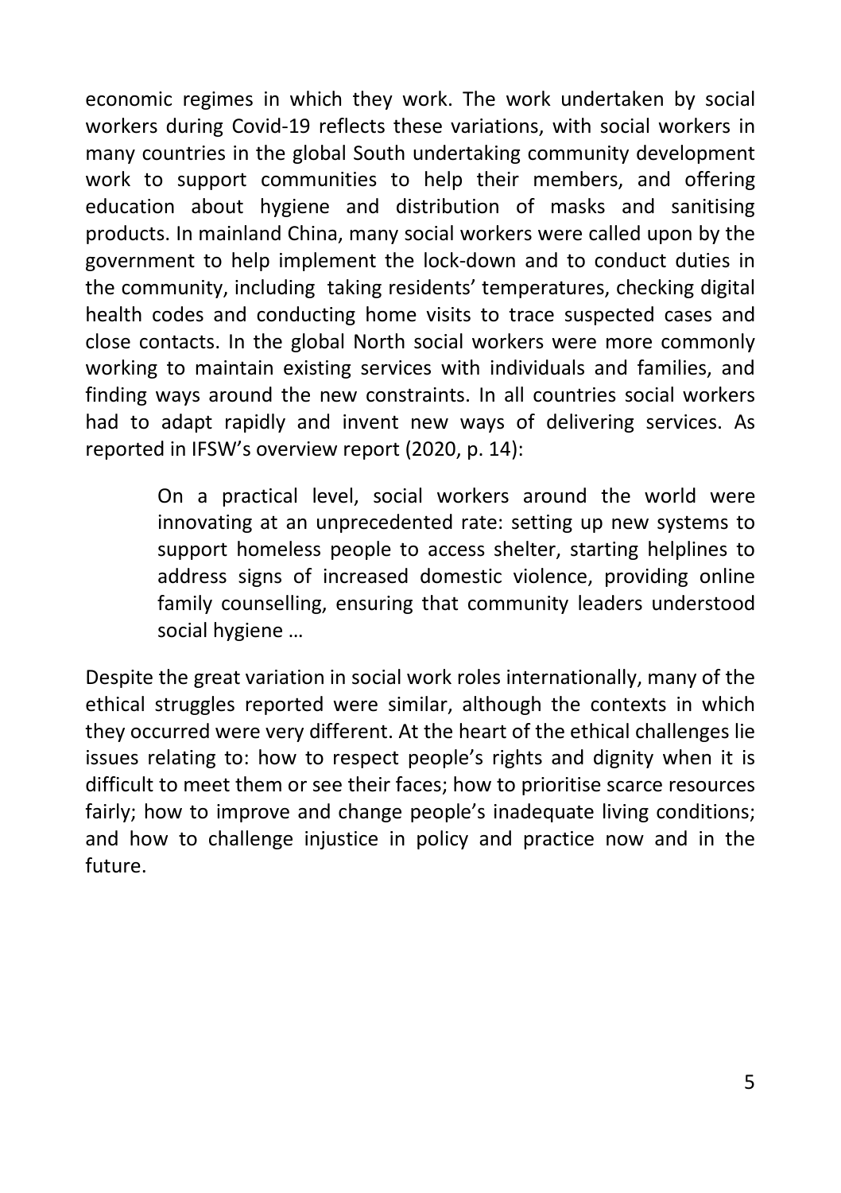economic regimes in which they work. The work undertaken by social workers during Covid-19 reflects these variations, with social workers in many countries in the global South undertaking community development work to support communities to help their members, and offering education about hygiene and distribution of masks and sanitising products. In mainland China, many social workers were called upon by the government to help implement the lock-down and to conduct duties in the community, including taking residents' temperatures, checking digital health codes and conducting home visits to trace suspected cases and close contacts. In the global North social workers were more commonly working to maintain existing services with individuals and families, and finding ways around the new constraints. In all countries social workers had to adapt rapidly and invent new ways of delivering services. As reported in IFSW's overview report (2020, p. 14):

> On a practical level, social workers around the world were innovating at an unprecedented rate: setting up new systems to support homeless people to access shelter, starting helplines to address signs of increased domestic violence, providing online family counselling, ensuring that community leaders understood social hygiene …

Despite the great variation in social work roles internationally, many of the ethical struggles reported were similar, although the contexts in which they occurred were very different. At the heart of the ethical challenges lie issues relating to: how to respect people's rights and dignity when it is difficult to meet them or see their faces; how to prioritise scarce resources fairly; how to improve and change people's inadequate living conditions; and how to challenge injustice in policy and practice now and in the future.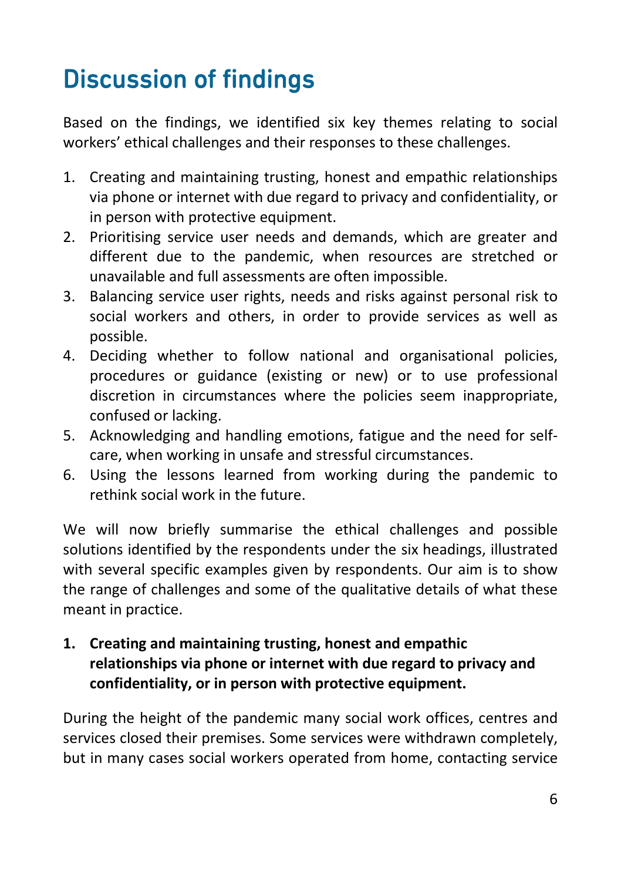# Discussion of findings

Based on the findings, we identified six key themes relating to social workers' ethical challenges and their responses to these challenges.

1. Creating and maintaining trusting, honest and empathic relationships via phone or internet with due regard to privacy and confidentiality, or in person with protective equipment.
2. Prioritising service user needs and demands, which are greater and different due to the pandemic, when resources are stretched or unavailable and full assessments are often impossible.
3. Balancing service user rights, needs and risks against personal risk to social workers and others, in order to provide services as well as possible.
4. Deciding whether to follow national and organisational policies, procedures or guidance (existing or new) or to use professional discretion in circumstances where the policies seem inappropriate, confused or lacking.
5. Acknowledging and handling emotions, fatigue and the need for self-care, when working in unsafe and stressful circumstances.
6. Using the lessons learned from working during the pandemic to rethink social work in the future.

We will now briefly summarise the ethical challenges and possible solutions identified by the respondents under the six headings, illustrated with several specific examples given by respondents. Our aim is to show the range of challenges and some of the qualitative details of what these meant in practice.

**1. Creating and maintaining trusting, honest and empathic relationships via phone or internet with due regard to privacy and confidentiality, or in person with protective equipment.**

During the height of the pandemic many social work offices, centres and services closed their premises. Some services were withdrawn completely, but in many cases social workers operated from home, contacting service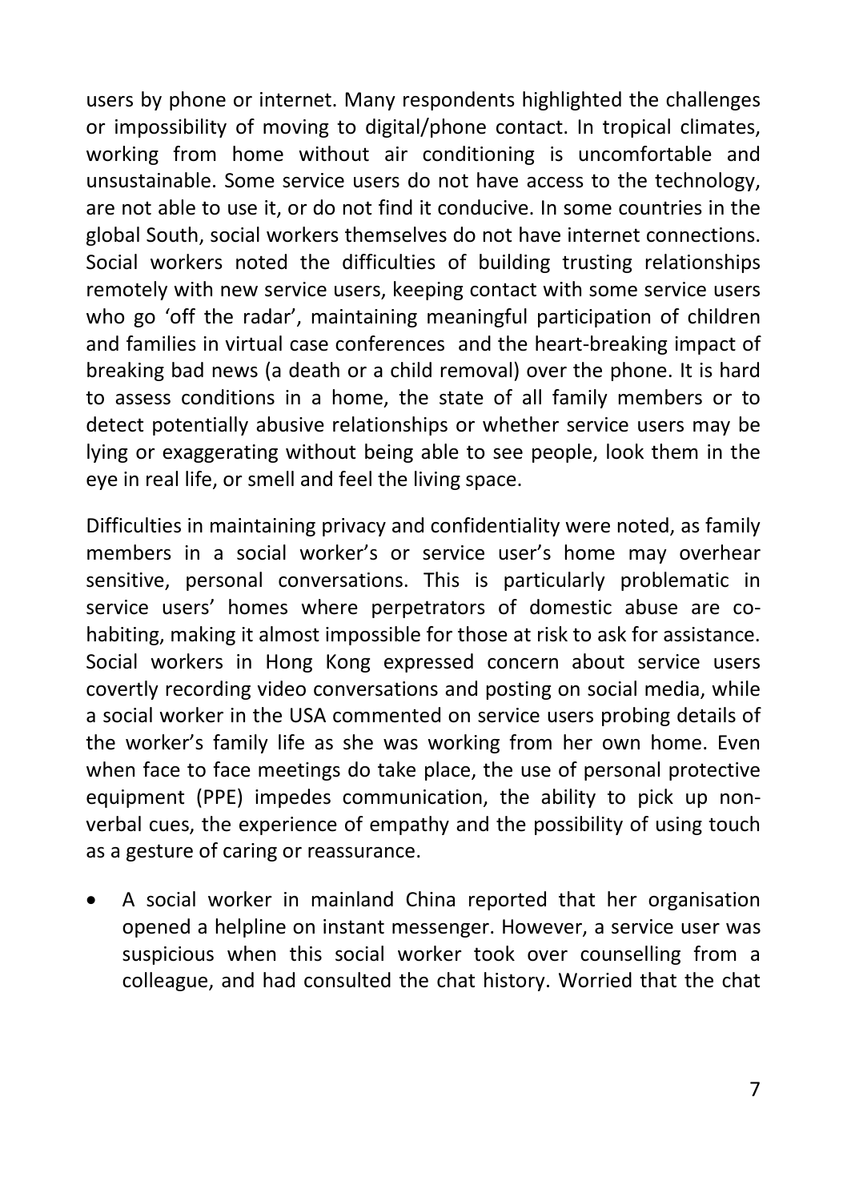users by phone or internet. Many respondents highlighted the challenges or impossibility of moving to digital/phone contact. In tropical climates, working from home without air conditioning is uncomfortable and unsustainable. Some service users do not have access to the technology, are not able to use it, or do not find it conducive. In some countries in the global South, social workers themselves do not have internet connections. Social workers noted the difficulties of building trusting relationships remotely with new service users, keeping contact with some service users who go 'off the radar', maintaining meaningful participation of children and families in virtual case conferences and the heart-breaking impact of breaking bad news (a death or a child removal) over the phone. It is hard to assess conditions in a home, the state of all family members or to detect potentially abusive relationships or whether service users may be lying or exaggerating without being able to see people, look them in the eye in real life, or smell and feel the living space.

Difficulties in maintaining privacy and confidentiality were noted, as family members in a social worker's or service user's home may overhear sensitive, personal conversations. This is particularly problematic in service users' homes where perpetrators of domestic abuse are co-habiting, making it almost impossible for those at risk to ask for assistance. Social workers in Hong Kong expressed concern about service users covertly recording video conversations and posting on social media, while a social worker in the USA commented on service users probing details of the worker's family life as she was working from her own home. Even when face to face meetings do take place, the use of personal protective equipment (PPE) impedes communication, the ability to pick up non-verbal cues, the experience of empathy and the possibility of using touch as a gesture of caring or reassurance.

- A social worker in mainland China reported that her organisation opened a helpline on instant messenger. However, a service user was suspicious when this social worker took over counselling from a colleague, and had consulted the chat history. Worried that the chat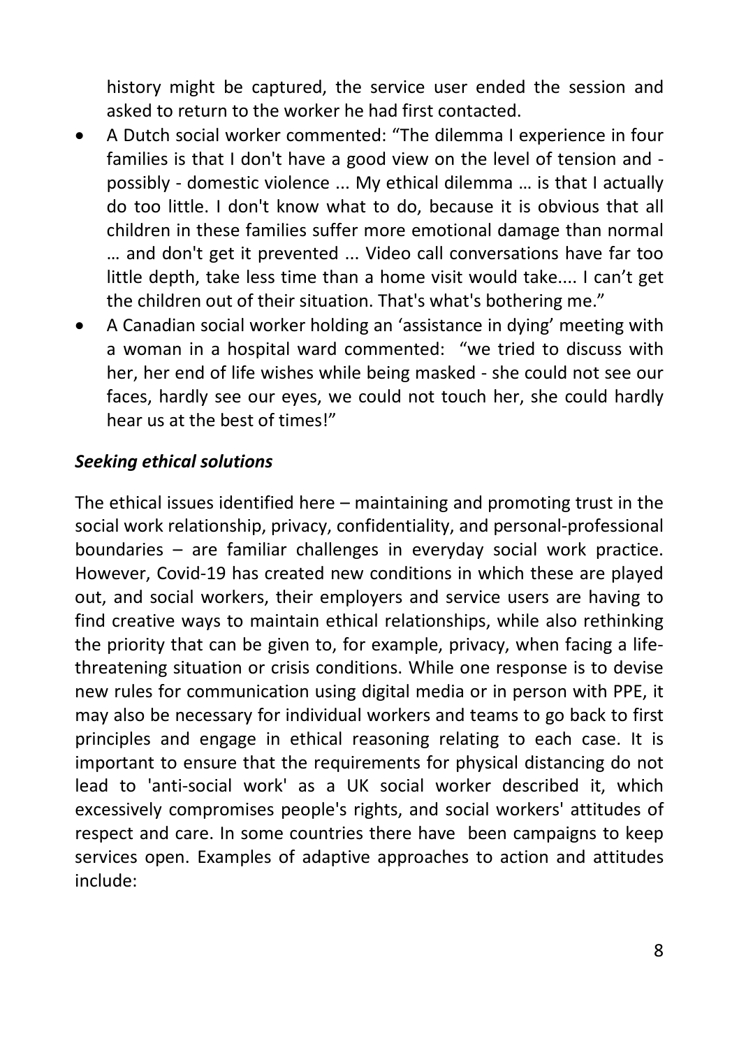history might be captured, the service user ended the session and asked to return to the worker he had first contacted.

- A Dutch social worker commented: "The dilemma I experience in four families is that I don't have a good view on the level of tension and - possibly - domestic violence ... My ethical dilemma … is that I actually do too little. I don't know what to do, because it is obvious that all children in these families suffer more emotional damage than normal … and don't get it prevented ... Video call conversations have far too little depth, take less time than a home visit would take.... I can't get the children out of their situation. That's what's bothering me."
- A Canadian social worker holding an 'assistance in dying' meeting with a woman in a hospital ward commented: "we tried to discuss with her, her end of life wishes while being masked - she could not see our faces, hardly see our eyes, we could not touch her, she could hardly hear us at the best of times!"

### *Seeking ethical solutions*

The ethical issues identified here – maintaining and promoting trust in the social work relationship, privacy, confidentiality, and personal-professional boundaries – are familiar challenges in everyday social work practice. However, Covid-19 has created new conditions in which these are played out, and social workers, their employers and service users are having to find creative ways to maintain ethical relationships, while also rethinking the priority that can be given to, for example, privacy, when facing a life-threatening situation or crisis conditions. While one response is to devise new rules for communication using digital media or in person with PPE, it may also be necessary for individual workers and teams to go back to first principles and engage in ethical reasoning relating to each case. It is important to ensure that the requirements for physical distancing do not lead to 'anti-social work' as a UK social worker described it, which excessively compromises people's rights, and social workers' attitudes of respect and care. In some countries there have been campaigns to keep services open. Examples of adaptive approaches to action and attitudes include: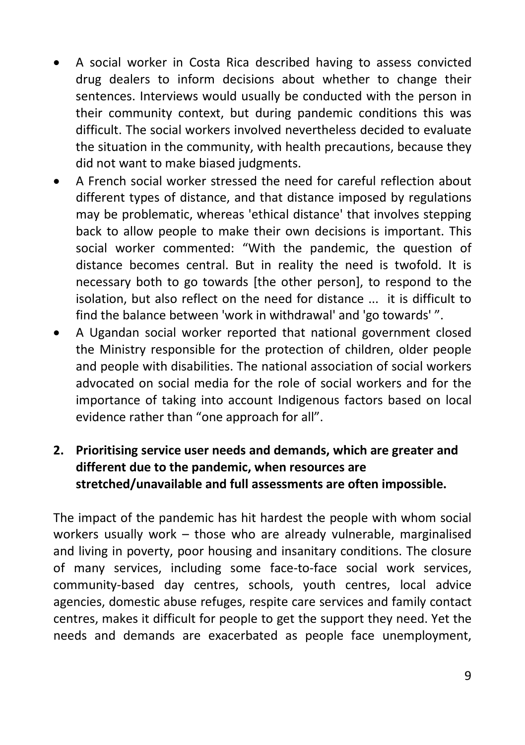- A social worker in Costa Rica described having to assess convicted drug dealers to inform decisions about whether to change their sentences. Interviews would usually be conducted with the person in their community context, but during pandemic conditions this was difficult. The social workers involved nevertheless decided to evaluate the situation in the community, with health precautions, because they did not want to make biased judgments.
- A French social worker stressed the need for careful reflection about different types of distance, and that distance imposed by regulations may be problematic, whereas 'ethical distance' that involves stepping back to allow people to make their own decisions is important. This social worker commented: "With the pandemic, the question of distance becomes central. But in reality the need is twofold. It is necessary both to go towards [the other person], to respond to the isolation, but also reflect on the need for distance ... it is difficult to find the balance between 'work in withdrawal' and 'go towards' ".
- A Ugandan social worker reported that national government closed the Ministry responsible for the protection of children, older people and people with disabilities. The national association of social workers advocated on social media for the role of social workers and for the importance of taking into account Indigenous factors based on local evidence rather than "one approach for all".

**2. Prioritising service user needs and demands, which are greater and different due to the pandemic, when resources are stretched/unavailable and full assessments are often impossible.**

The impact of the pandemic has hit hardest the people with whom social workers usually work – those who are already vulnerable, marginalised and living in poverty, poor housing and insanitary conditions. The closure of many services, including some face-to-face social work services, community-based day centres, schools, youth centres, local advice agencies, domestic abuse refuges, respite care services and family contact centres, makes it difficult for people to get the support they need. Yet the needs and demands are exacerbated as people face unemployment,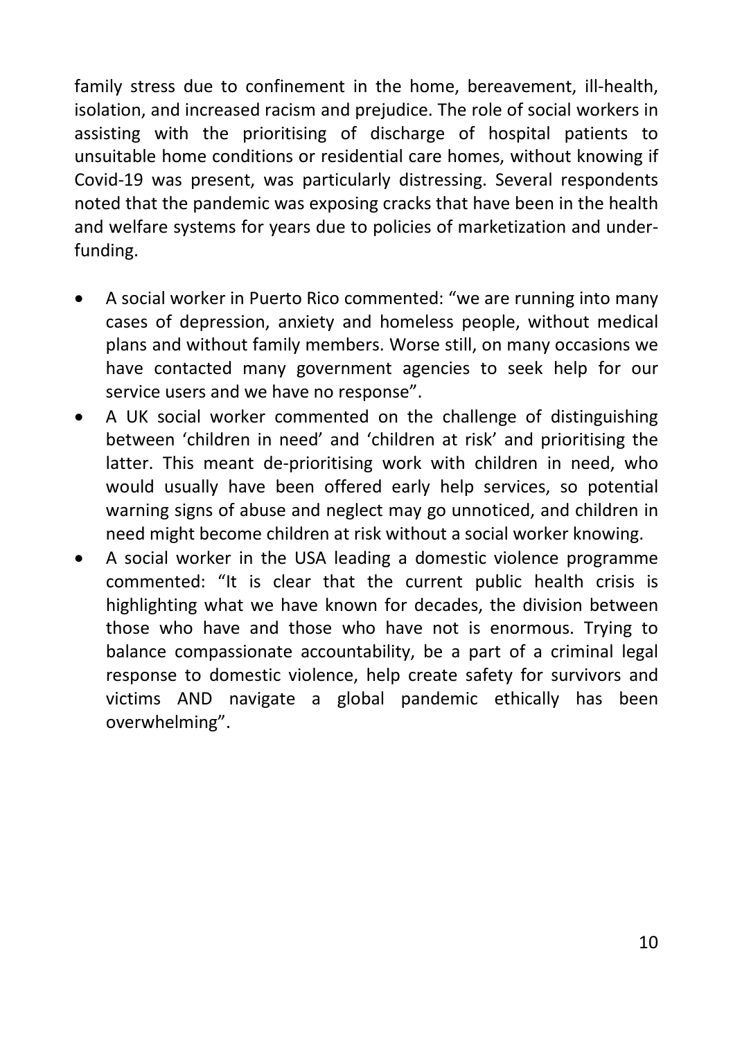family stress due to confinement in the home, bereavement, ill-health, isolation, and increased racism and prejudice. The role of social workers in assisting with the prioritising of discharge of hospital patients to unsuitable home conditions or residential care homes, without knowing if Covid-19 was present, was particularly distressing. Several respondents noted that the pandemic was exposing cracks that have been in the health and welfare systems for years due to policies of marketization and under-funding.

- A social worker in Puerto Rico commented: "we are running into many cases of depression, anxiety and homeless people, without medical plans and without family members. Worse still, on many occasions we have contacted many government agencies to seek help for our service users and we have no response".
- A UK social worker commented on the challenge of distinguishing between 'children in need' and 'children at risk' and prioritising the latter. This meant de-prioritising work with children in need, who would usually have been offered early help services, so potential warning signs of abuse and neglect may go unnoticed, and children in need might become children at risk without a social worker knowing.
- A social worker in the USA leading a domestic violence programme commented: "It is clear that the current public health crisis is highlighting what we have known for decades, the division between those who have and those who have not is enormous. Trying to balance compassionate accountability, be a part of a criminal legal response to domestic violence, help create safety for survivors and victims AND navigate a global pandemic ethically has been overwhelming".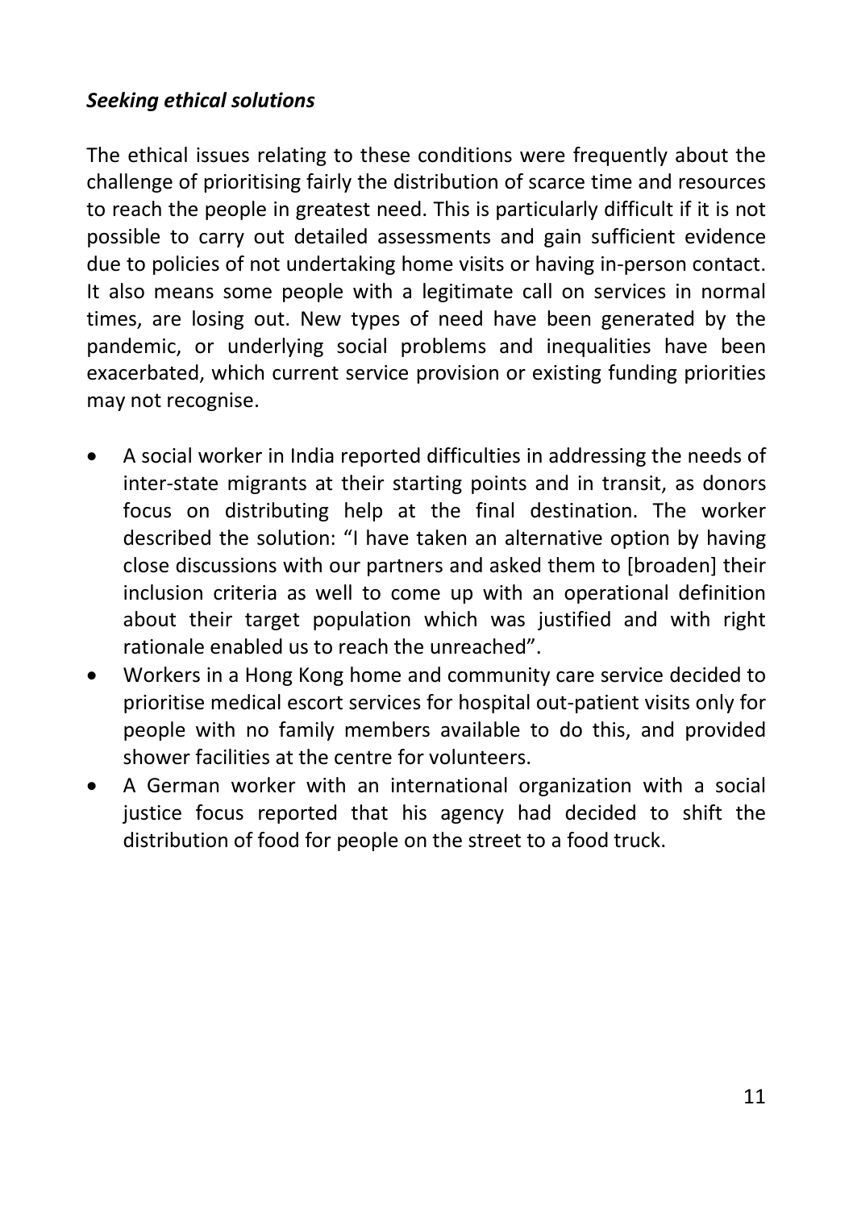***Seeking ethical solutions***

The ethical issues relating to these conditions were frequently about the challenge of prioritising fairly the distribution of scarce time and resources to reach the people in greatest need. This is particularly difficult if it is not possible to carry out detailed assessments and gain sufficient evidence due to policies of not undertaking home visits or having in-person contact. It also means some people with a legitimate call on services in normal times, are losing out. New types of need have been generated by the pandemic, or underlying social problems and inequalities have been exacerbated, which current service provision or existing funding priorities may not recognise.

- A social worker in India reported difficulties in addressing the needs of inter-state migrants at their starting points and in transit, as donors focus on distributing help at the final destination. The worker described the solution: "I have taken an alternative option by having close discussions with our partners and asked them to [broaden] their inclusion criteria as well to come up with an operational definition about their target population which was justified and with right rationale enabled us to reach the unreached".
- Workers in a Hong Kong home and community care service decided to prioritise medical escort services for hospital out-patient visits only for people with no family members available to do this, and provided shower facilities at the centre for volunteers.
- A German worker with an international organization with a social justice focus reported that his agency had decided to shift the distribution of food for people on the street to a food truck.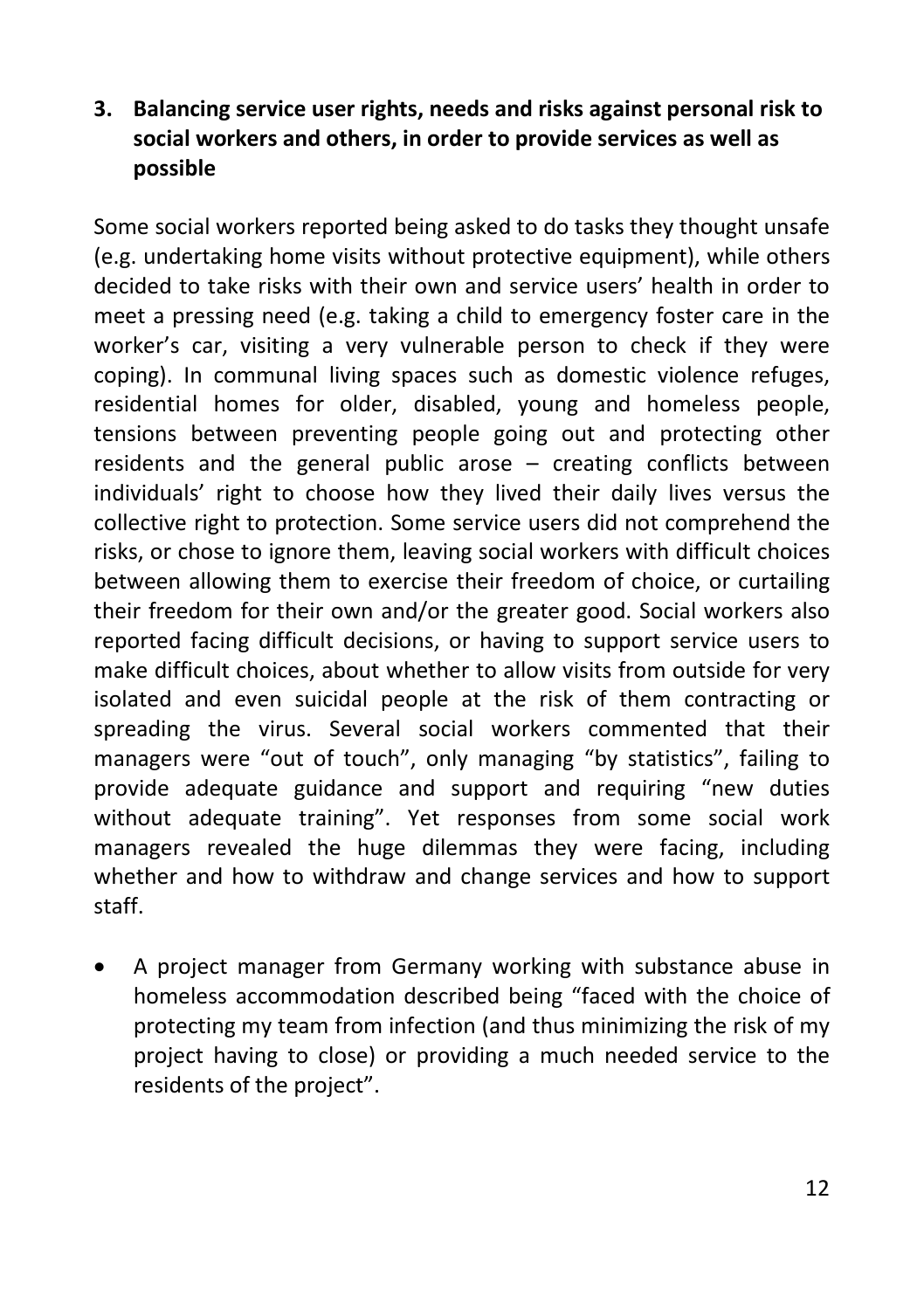### 3. Balancing service user rights, needs and risks against personal risk to social workers and others, in order to provide services as well as possible

Some social workers reported being asked to do tasks they thought unsafe (e.g. undertaking home visits without protective equipment), while others decided to take risks with their own and service users' health in order to meet a pressing need (e.g. taking a child to emergency foster care in the worker's car, visiting a very vulnerable person to check if they were coping). In communal living spaces such as domestic violence refuges, residential homes for older, disabled, young and homeless people, tensions between preventing people going out and protecting other residents and the general public arose – creating conflicts between individuals' right to choose how they lived their daily lives versus the collective right to protection. Some service users did not comprehend the risks, or chose to ignore them, leaving social workers with difficult choices between allowing them to exercise their freedom of choice, or curtailing their freedom for their own and/or the greater good. Social workers also reported facing difficult decisions, or having to support service users to make difficult choices, about whether to allow visits from outside for very isolated and even suicidal people at the risk of them contracting or spreading the virus. Several social workers commented that their managers were "out of touch", only managing "by statistics", failing to provide adequate guidance and support and requiring "new duties without adequate training". Yet responses from some social work managers revealed the huge dilemmas they were facing, including whether and how to withdraw and change services and how to support staff.

- A project manager from Germany working with substance abuse in homeless accommodation described being "faced with the choice of protecting my team from infection (and thus minimizing the risk of my project having to close) or providing a much needed service to the residents of the project".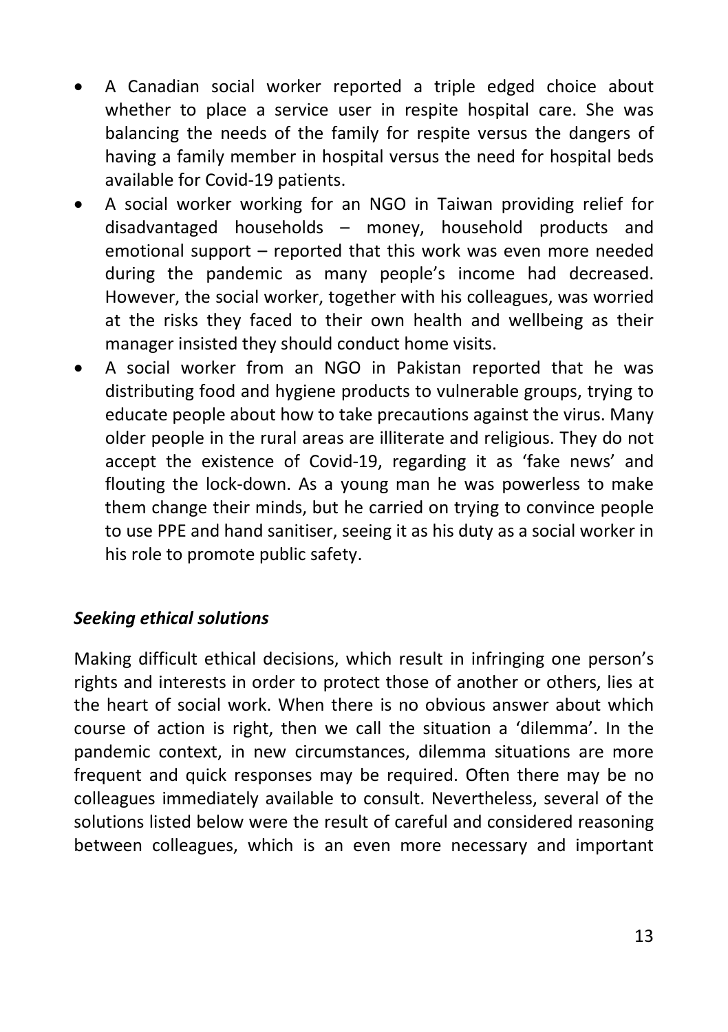- A Canadian social worker reported a triple edged choice about whether to place a service user in respite hospital care. She was balancing the needs of the family for respite versus the dangers of having a family member in hospital versus the need for hospital beds available for Covid-19 patients.
- A social worker working for an NGO in Taiwan providing relief for disadvantaged households – money, household products and emotional support – reported that this work was even more needed during the pandemic as many people's income had decreased. However, the social worker, together with his colleagues, was worried at the risks they faced to their own health and wellbeing as their manager insisted they should conduct home visits.
- A social worker from an NGO in Pakistan reported that he was distributing food and hygiene products to vulnerable groups, trying to educate people about how to take precautions against the virus. Many older people in the rural areas are illiterate and religious. They do not accept the existence of Covid-19, regarding it as 'fake news' and flouting the lock-down. As a young man he was powerless to make them change their minds, but he carried on trying to convince people to use PPE and hand sanitiser, seeing it as his duty as a social worker in his role to promote public safety.

### *Seeking ethical solutions*

Making difficult ethical decisions, which result in infringing one person's rights and interests in order to protect those of another or others, lies at the heart of social work. When there is no obvious answer about which course of action is right, then we call the situation a 'dilemma'. In the pandemic context, in new circumstances, dilemma situations are more frequent and quick responses may be required. Often there may be no colleagues immediately available to consult. Nevertheless, several of the solutions listed below were the result of careful and considered reasoning between colleagues, which is an even more necessary and important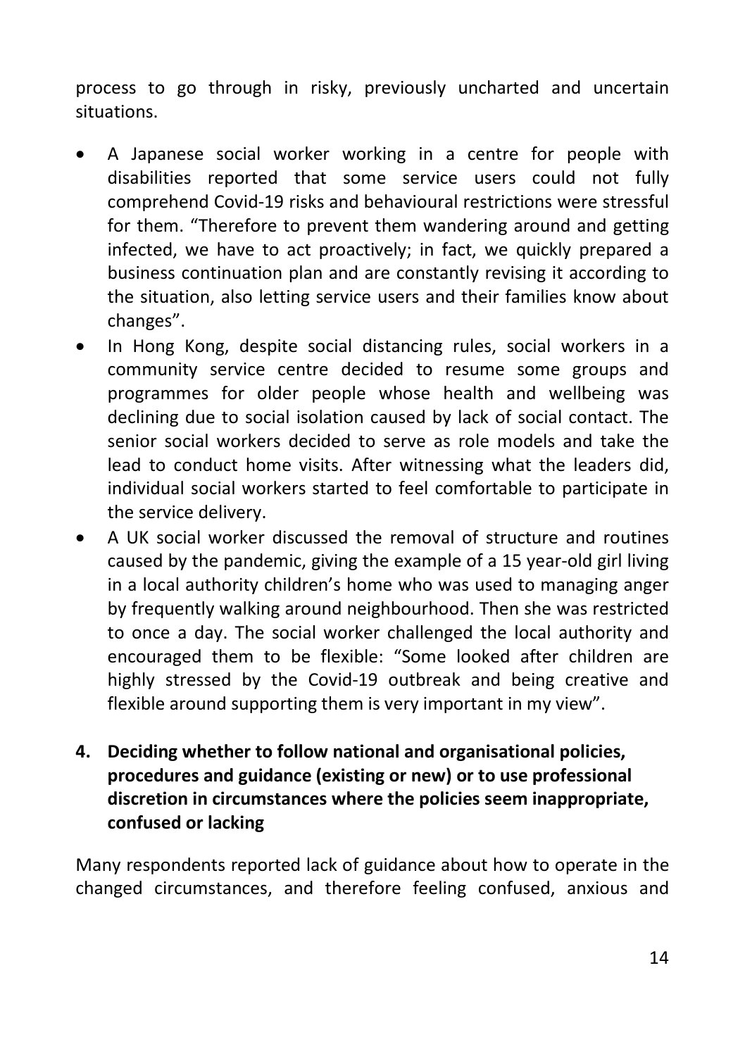process to go through in risky, previously uncharted and uncertain situations.

- A Japanese social worker working in a centre for people with disabilities reported that some service users could not fully comprehend Covid-19 risks and behavioural restrictions were stressful for them. "Therefore to prevent them wandering around and getting infected, we have to act proactively; in fact, we quickly prepared a business continuation plan and are constantly revising it according to the situation, also letting service users and their families know about changes".
- In Hong Kong, despite social distancing rules, social workers in a community service centre decided to resume some groups and programmes for older people whose health and wellbeing was declining due to social isolation caused by lack of social contact. The senior social workers decided to serve as role models and take the lead to conduct home visits. After witnessing what the leaders did, individual social workers started to feel comfortable to participate in the service delivery.
- A UK social worker discussed the removal of structure and routines caused by the pandemic, giving the example of a 15 year-old girl living in a local authority children's home who was used to managing anger by frequently walking around neighbourhood. Then she was restricted to once a day. The social worker challenged the local authority and encouraged them to be flexible: "Some looked after children are highly stressed by the Covid-19 outbreak and being creative and flexible around supporting them is very important in my view".

**4. Deciding whether to follow national and organisational policies, procedures and guidance (existing or new) or to use professional discretion in circumstances where the policies seem inappropriate, confused or lacking**

Many respondents reported lack of guidance about how to operate in the changed circumstances, and therefore feeling confused, anxious and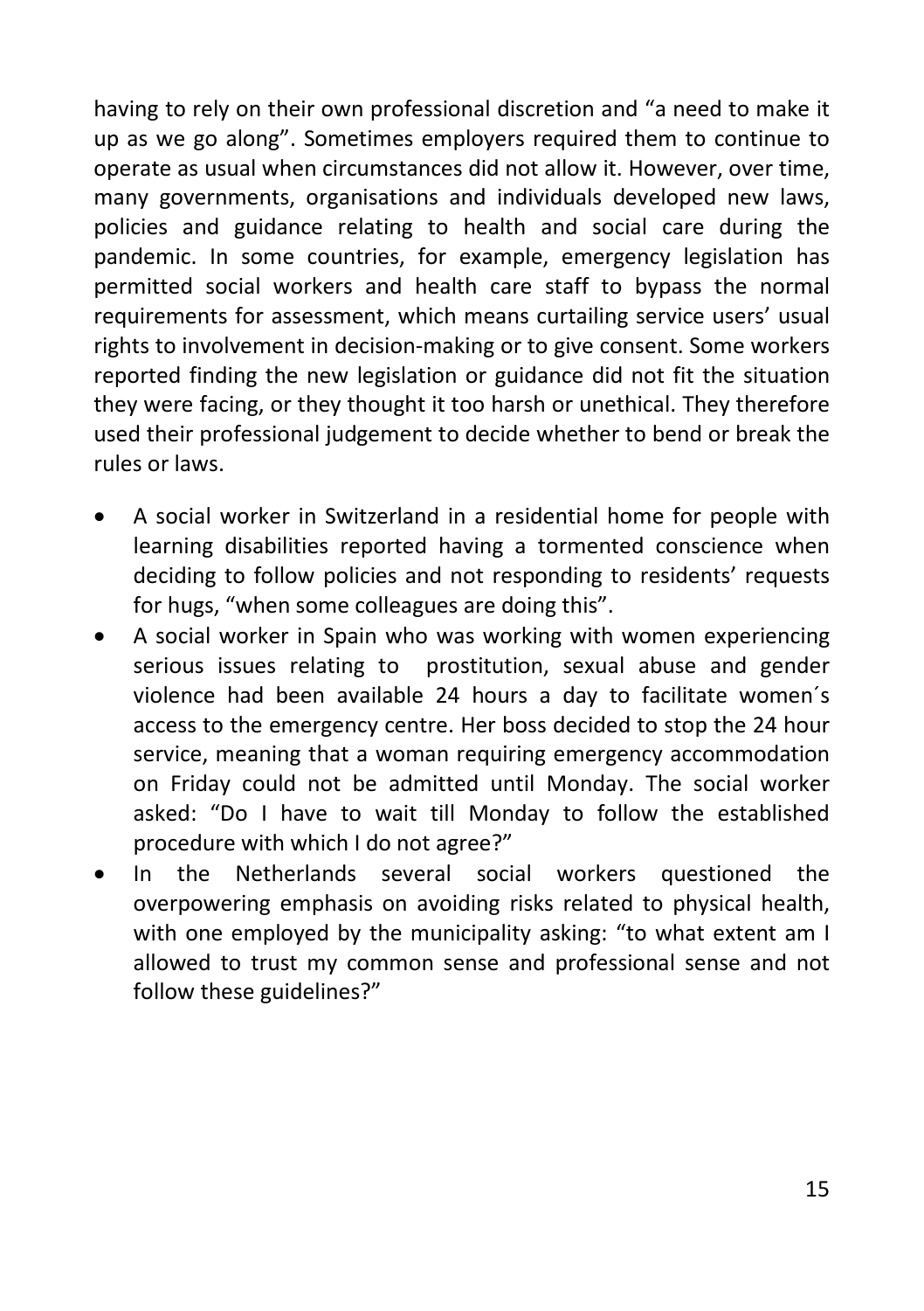having to rely on their own professional discretion and "a need to make it up as we go along". Sometimes employers required them to continue to operate as usual when circumstances did not allow it. However, over time, many governments, organisations and individuals developed new laws, policies and guidance relating to health and social care during the pandemic. In some countries, for example, emergency legislation has permitted social workers and health care staff to bypass the normal requirements for assessment, which means curtailing service users' usual rights to involvement in decision-making or to give consent. Some workers reported finding the new legislation or guidance did not fit the situation they were facing, or they thought it too harsh or unethical. They therefore used their professional judgement to decide whether to bend or break the rules or laws.

- A social worker in Switzerland in a residential home for people with learning disabilities reported having a tormented conscience when deciding to follow policies and not responding to residents' requests for hugs, "when some colleagues are doing this".
- A social worker in Spain who was working with women experiencing serious issues relating to prostitution, sexual abuse and gender violence had been available 24 hours a day to facilitate women´s access to the emergency centre. Her boss decided to stop the 24 hour service, meaning that a woman requiring emergency accommodation on Friday could not be admitted until Monday. The social worker asked: "Do I have to wait till Monday to follow the established procedure with which I do not agree?"
- In the Netherlands several social workers questioned the overpowering emphasis on avoiding risks related to physical health, with one employed by the municipality asking: "to what extent am I allowed to trust my common sense and professional sense and not follow these guidelines?"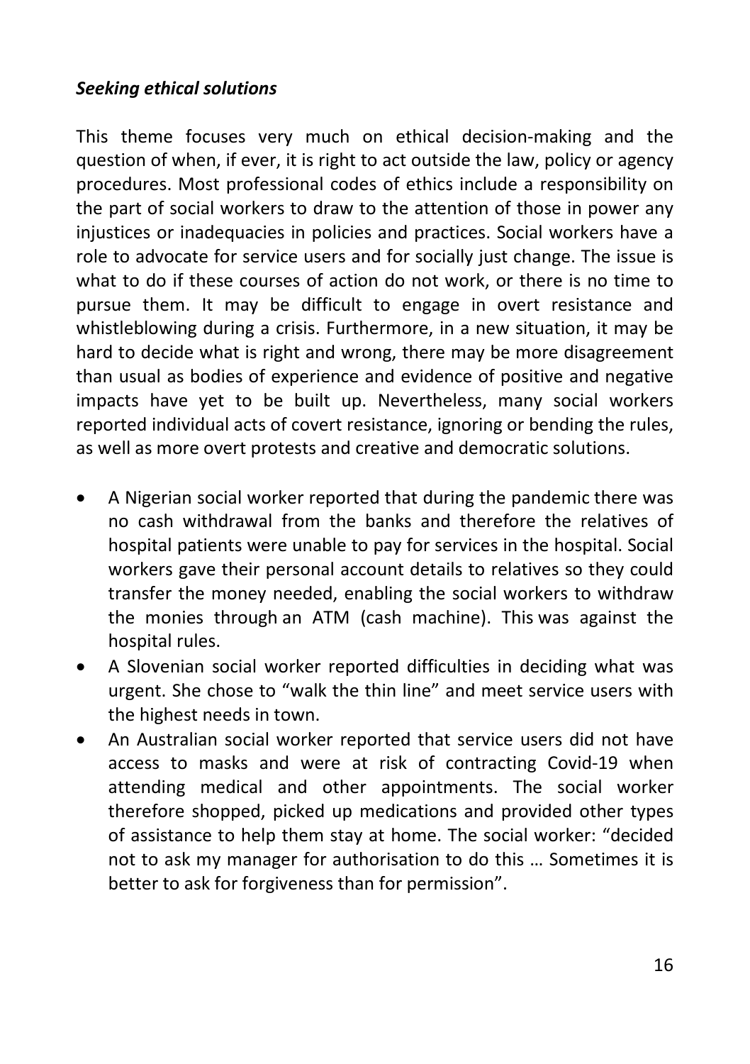### *Seeking ethical solutions*

This theme focuses very much on ethical decision-making and the question of when, if ever, it is right to act outside the law, policy or agency procedures. Most professional codes of ethics include a responsibility on the part of social workers to draw to the attention of those in power any injustices or inadequacies in policies and practices. Social workers have a role to advocate for service users and for socially just change. The issue is what to do if these courses of action do not work, or there is no time to pursue them. It may be difficult to engage in overt resistance and whistleblowing during a crisis. Furthermore, in a new situation, it may be hard to decide what is right and wrong, there may be more disagreement than usual as bodies of experience and evidence of positive and negative impacts have yet to be built up. Nevertheless, many social workers reported individual acts of covert resistance, ignoring or bending the rules, as well as more overt protests and creative and democratic solutions.

- A Nigerian social worker reported that during the pandemic there was no cash withdrawal from the banks and therefore the relatives of hospital patients were unable to pay for services in the hospital. Social workers gave their personal account details to relatives so they could transfer the money needed, enabling the social workers to withdraw the monies through an ATM (cash machine). This was against the hospital rules.
- A Slovenian social worker reported difficulties in deciding what was urgent. She chose to "walk the thin line" and meet service users with the highest needs in town.
- An Australian social worker reported that service users did not have access to masks and were at risk of contracting Covid-19 when attending medical and other appointments. The social worker therefore shopped, picked up medications and provided other types of assistance to help them stay at home. The social worker: "decided not to ask my manager for authorisation to do this … Sometimes it is better to ask for forgiveness than for permission".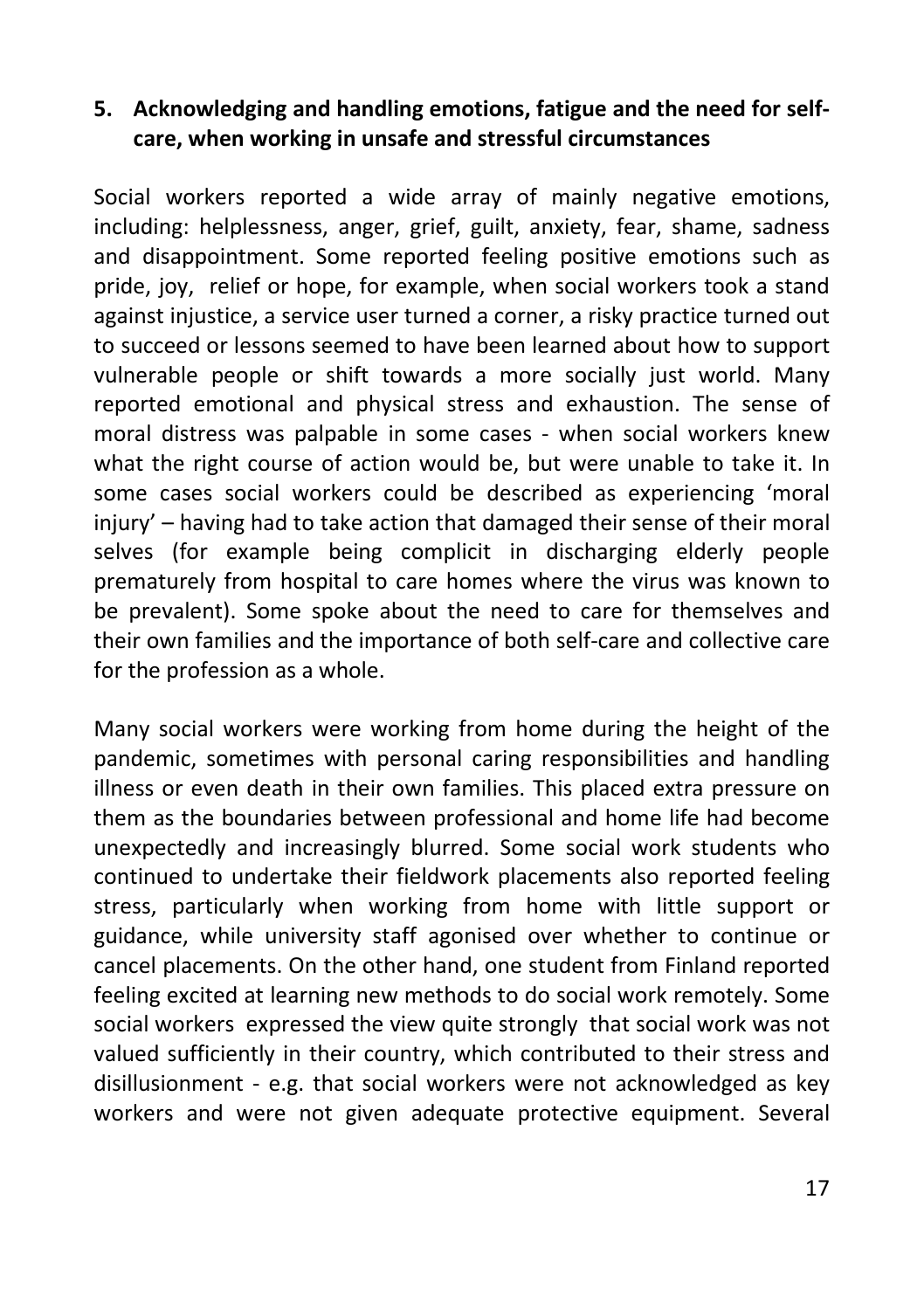## 5. Acknowledging and handling emotions, fatigue and the need for self-care, when working in unsafe and stressful circumstances

Social workers reported a wide array of mainly negative emotions, including: helplessness, anger, grief, guilt, anxiety, fear, shame, sadness and disappointment. Some reported feeling positive emotions such as pride, joy, relief or hope, for example, when social workers took a stand against injustice, a service user turned a corner, a risky practice turned out to succeed or lessons seemed to have been learned about how to support vulnerable people or shift towards a more socially just world. Many reported emotional and physical stress and exhaustion. The sense of moral distress was palpable in some cases - when social workers knew what the right course of action would be, but were unable to take it. In some cases social workers could be described as experiencing 'moral injury' – having had to take action that damaged their sense of their moral selves (for example being complicit in discharging elderly people prematurely from hospital to care homes where the virus was known to be prevalent). Some spoke about the need to care for themselves and their own families and the importance of both self-care and collective care for the profession as a whole.

Many social workers were working from home during the height of the pandemic, sometimes with personal caring responsibilities and handling illness or even death in their own families. This placed extra pressure on them as the boundaries between professional and home life had become unexpectedly and increasingly blurred. Some social work students who continued to undertake their fieldwork placements also reported feeling stress, particularly when working from home with little support or guidance, while university staff agonised over whether to continue or cancel placements. On the other hand, one student from Finland reported feeling excited at learning new methods to do social work remotely. Some social workers expressed the view quite strongly that social work was not valued sufficiently in their country, which contributed to their stress and disillusionment - e.g. that social workers were not acknowledged as key workers and were not given adequate protective equipment. Several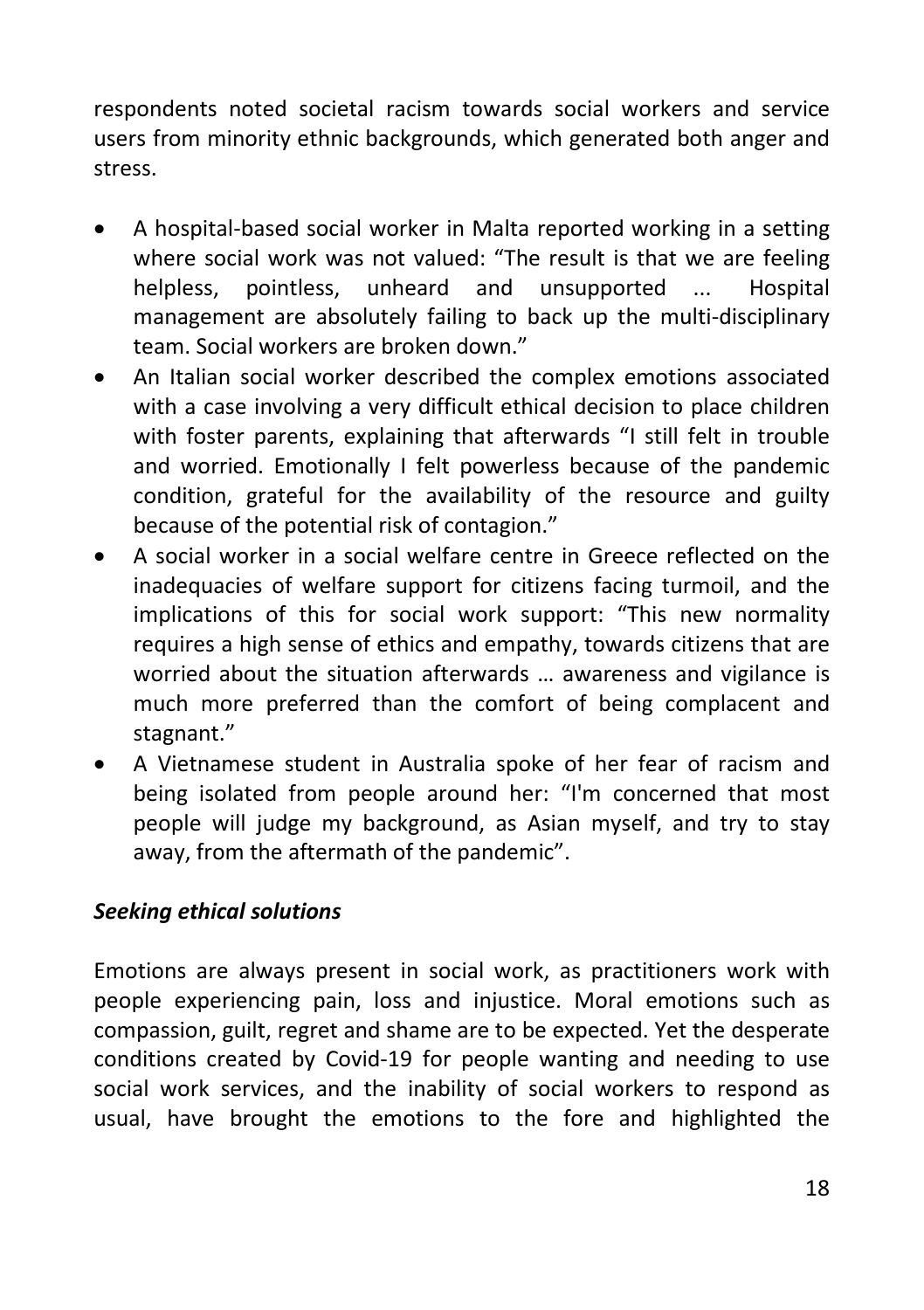respondents noted societal racism towards social workers and service users from minority ethnic backgrounds, which generated both anger and stress.

- A hospital-based social worker in Malta reported working in a setting where social work was not valued: “The result is that we are feeling helpless, pointless, unheard and unsupported ... Hospital management are absolutely failing to back up the multi-disciplinary team. Social workers are broken down.”
- An Italian social worker described the complex emotions associated with a case involving a very difficult ethical decision to place children with foster parents, explaining that afterwards “I still felt in trouble and worried. Emotionally I felt powerless because of the pandemic condition, grateful for the availability of the resource and guilty because of the potential risk of contagion.”
- A social worker in a social welfare centre in Greece reflected on the inadequacies of welfare support for citizens facing turmoil, and the implications of this for social work support: “This new normality requires a high sense of ethics and empathy, towards citizens that are worried about the situation afterwards … awareness and vigilance is much more preferred than the comfort of being complacent and stagnant.”
- A Vietnamese student in Australia spoke of her fear of racism and being isolated from people around her: “I'm concerned that most people will judge my background, as Asian myself, and try to stay away, from the aftermath of the pandemic”.

### *Seeking ethical solutions*

Emotions are always present in social work, as practitioners work with people experiencing pain, loss and injustice. Moral emotions such as compassion, guilt, regret and shame are to be expected. Yet the desperate conditions created by Covid-19 for people wanting and needing to use social work services, and the inability of social workers to respond as usual, have brought the emotions to the fore and highlighted the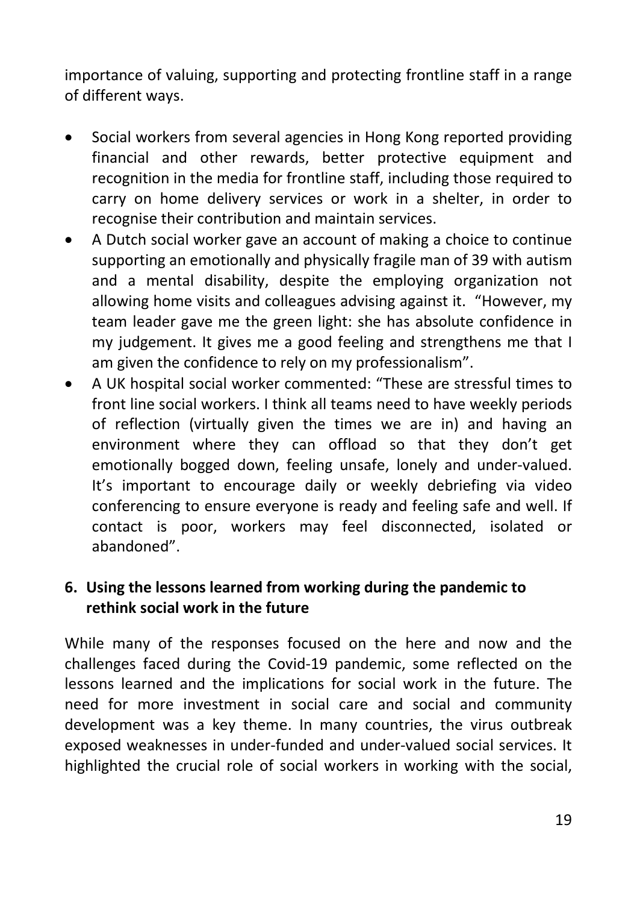importance of valuing, supporting and protecting frontline staff in a range of different ways.

- Social workers from several agencies in Hong Kong reported providing financial and other rewards, better protective equipment and recognition in the media for frontline staff, including those required to carry on home delivery services or work in a shelter, in order to recognise their contribution and maintain services.
- A Dutch social worker gave an account of making a choice to continue supporting an emotionally and physically fragile man of 39 with autism and a mental disability, despite the employing organization not allowing home visits and colleagues advising against it. "However, my team leader gave me the green light: she has absolute confidence in my judgement. It gives me a good feeling and strengthens me that I am given the confidence to rely on my professionalism".
- A UK hospital social worker commented: "These are stressful times to front line social workers. I think all teams need to have weekly periods of reflection (virtually given the times we are in) and having an environment where they can offload so that they don't get emotionally bogged down, feeling unsafe, lonely and under-valued. It's important to encourage daily or weekly debriefing via video conferencing to ensure everyone is ready and feeling safe and well. If contact is poor, workers may feel disconnected, isolated or abandoned".

## 6. Using the lessons learned from working during the pandemic to rethink social work in the future

While many of the responses focused on the here and now and the challenges faced during the Covid-19 pandemic, some reflected on the lessons learned and the implications for social work in the future. The need for more investment in social care and social and community development was a key theme. In many countries, the virus outbreak exposed weaknesses in under-funded and under-valued social services. It highlighted the crucial role of social workers in working with the social,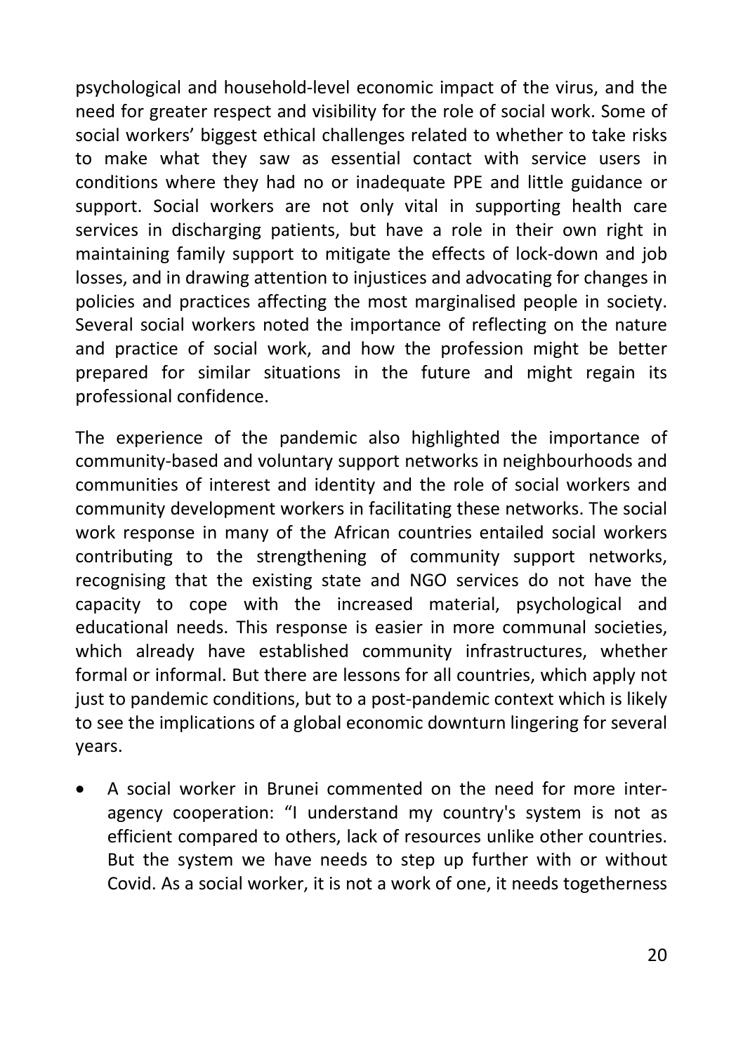psychological and household-level economic impact of the virus, and the need for greater respect and visibility for the role of social work. Some of social workers' biggest ethical challenges related to whether to take risks to make what they saw as essential contact with service users in conditions where they had no or inadequate PPE and little guidance or support. Social workers are not only vital in supporting health care services in discharging patients, but have a role in their own right in maintaining family support to mitigate the effects of lock-down and job losses, and in drawing attention to injustices and advocating for changes in policies and practices affecting the most marginalised people in society. Several social workers noted the importance of reflecting on the nature and practice of social work, and how the profession might be better prepared for similar situations in the future and might regain its professional confidence.

The experience of the pandemic also highlighted the importance of community-based and voluntary support networks in neighbourhoods and communities of interest and identity and the role of social workers and community development workers in facilitating these networks. The social work response in many of the African countries entailed social workers contributing to the strengthening of community support networks, recognising that the existing state and NGO services do not have the capacity to cope with the increased material, psychological and educational needs. This response is easier in more communal societies, which already have established community infrastructures, whether formal or informal. But there are lessons for all countries, which apply not just to pandemic conditions, but to a post-pandemic context which is likely to see the implications of a global economic downturn lingering for several years.

- A social worker in Brunei commented on the need for more inter-agency cooperation: "I understand my country's system is not as efficient compared to others, lack of resources unlike other countries. But the system we have needs to step up further with or without Covid. As a social worker, it is not a work of one, it needs togetherness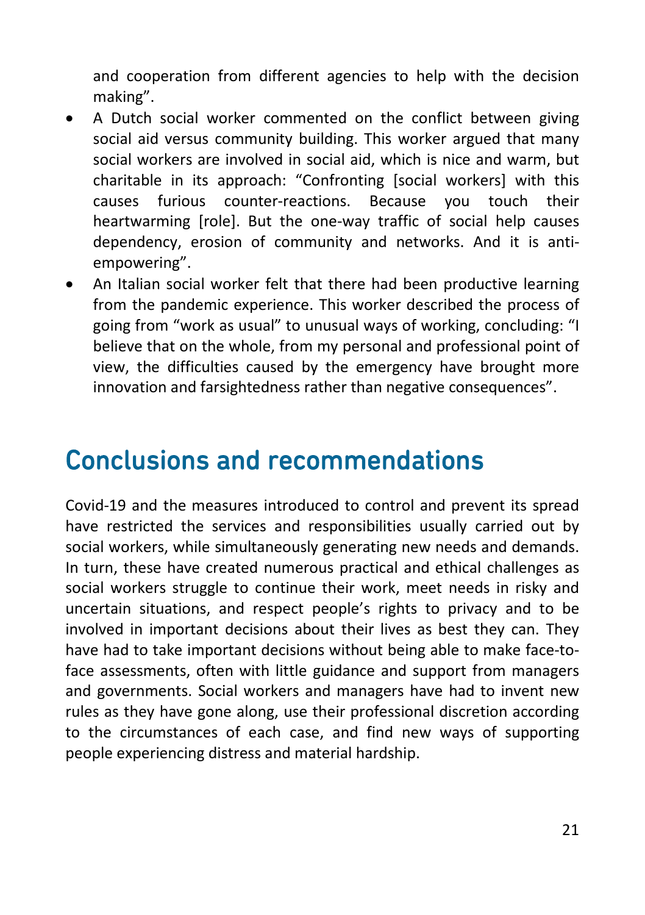and cooperation from different agencies to help with the decision making".

- A Dutch social worker commented on the conflict between giving social aid versus community building. This worker argued that many social workers are involved in social aid, which is nice and warm, but charitable in its approach: "Confronting [social workers] with this causes furious counter-reactions. Because you touch their heartwarming [role]. But the one-way traffic of social help causes dependency, erosion of community and networks. And it is anti-empowering".
- An Italian social worker felt that there had been productive learning from the pandemic experience. This worker described the process of going from "work as usual" to unusual ways of working, concluding: "I believe that on the whole, from my personal and professional point of view, the difficulties caused by the emergency have brought more innovation and farsightedness rather than negative consequences".

## Conclusions and recommendations

Covid-19 and the measures introduced to control and prevent its spread have restricted the services and responsibilities usually carried out by social workers, while simultaneously generating new needs and demands. In turn, these have created numerous practical and ethical challenges as social workers struggle to continue their work, meet needs in risky and uncertain situations, and respect people's rights to privacy and to be involved in important decisions about their lives as best they can. They have had to take important decisions without being able to make face-to-face assessments, often with little guidance and support from managers and governments. Social workers and managers have had to invent new rules as they have gone along, use their professional discretion according to the circumstances of each case, and find new ways of supporting people experiencing distress and material hardship.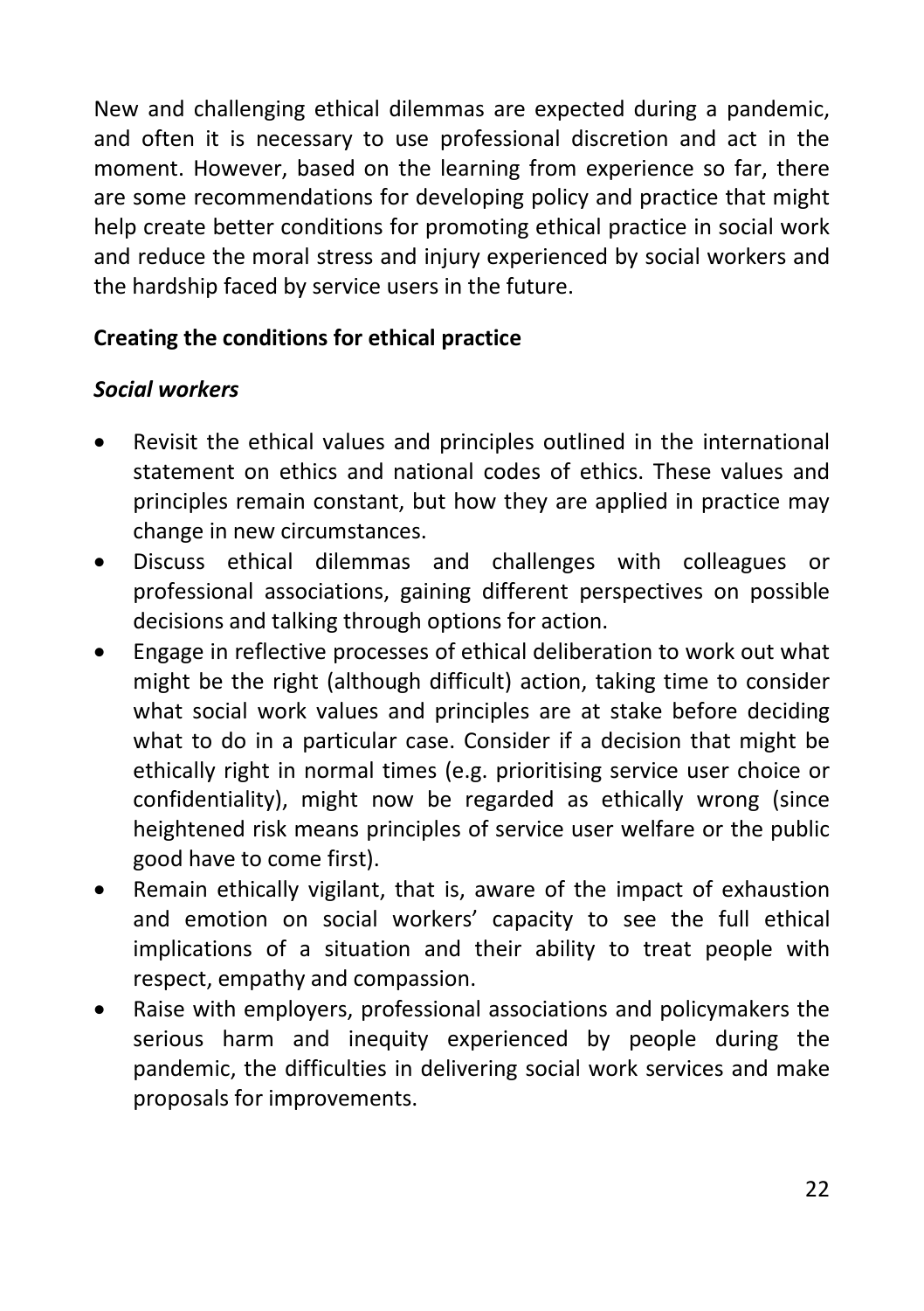New and challenging ethical dilemmas are expected during a pandemic, and often it is necessary to use professional discretion and act in the moment. However, based on the learning from experience so far, there are some recommendations for developing policy and practice that might help create better conditions for promoting ethical practice in social work and reduce the moral stress and injury experienced by social workers and the hardship faced by service users in the future.

**Creating the conditions for ethical practice**

***Social workers***

- Revisit the ethical values and principles outlined in the international statement on ethics and national codes of ethics. These values and principles remain constant, but how they are applied in practice may change in new circumstances.
- Discuss ethical dilemmas and challenges with colleagues or professional associations, gaining different perspectives on possible decisions and talking through options for action.
- Engage in reflective processes of ethical deliberation to work out what might be the right (although difficult) action, taking time to consider what social work values and principles are at stake before deciding what to do in a particular case. Consider if a decision that might be ethically right in normal times (e.g. prioritising service user choice or confidentiality), might now be regarded as ethically wrong (since heightened risk means principles of service user welfare or the public good have to come first).
- Remain ethically vigilant, that is, aware of the impact of exhaustion and emotion on social workers' capacity to see the full ethical implications of a situation and their ability to treat people with respect, empathy and compassion.
- Raise with employers, professional associations and policymakers the serious harm and inequity experienced by people during the pandemic, the difficulties in delivering social work services and make proposals for improvements.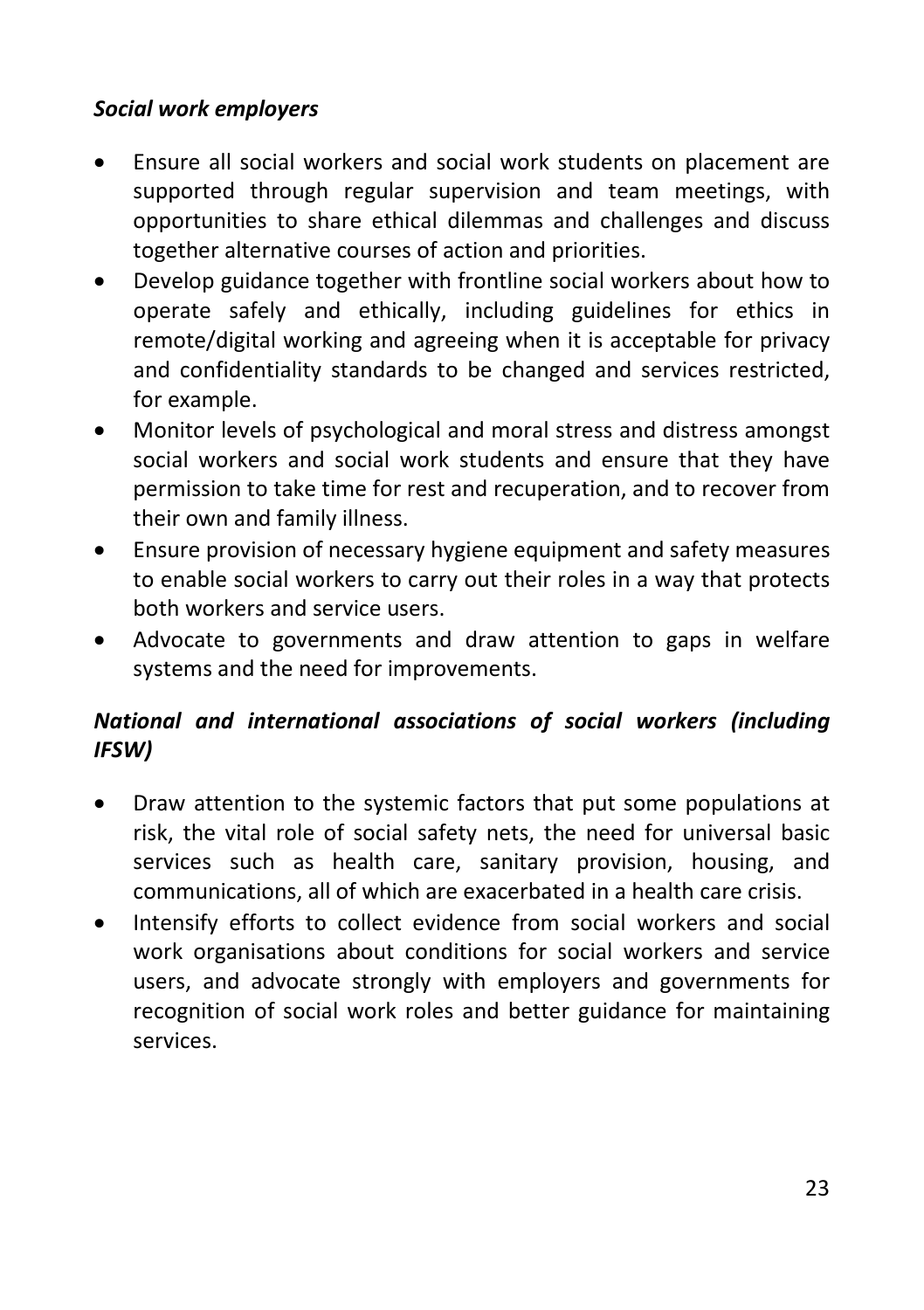*Social work employers*

- Ensure all social workers and social work students on placement are supported through regular supervision and team meetings, with opportunities to share ethical dilemmas and challenges and discuss together alternative courses of action and priorities.
- Develop guidance together with frontline social workers about how to operate safely and ethically, including guidelines for ethics in remote/digital working and agreeing when it is acceptable for privacy and confidentiality standards to be changed and services restricted, for example.
- Monitor levels of psychological and moral stress and distress amongst social workers and social work students and ensure that they have permission to take time for rest and recuperation, and to recover from their own and family illness.
- Ensure provision of necessary hygiene equipment and safety measures to enable social workers to carry out their roles in a way that protects both workers and service users.
- Advocate to governments and draw attention to gaps in welfare systems and the need for improvements.

*National and international associations of social workers (including IFSW)*

- Draw attention to the systemic factors that put some populations at risk, the vital role of social safety nets, the need for universal basic services such as health care, sanitary provision, housing, and communications, all of which are exacerbated in a health care crisis.
- Intensify efforts to collect evidence from social workers and social work organisations about conditions for social workers and service users, and advocate strongly with employers and governments for recognition of social work roles and better guidance for maintaining services.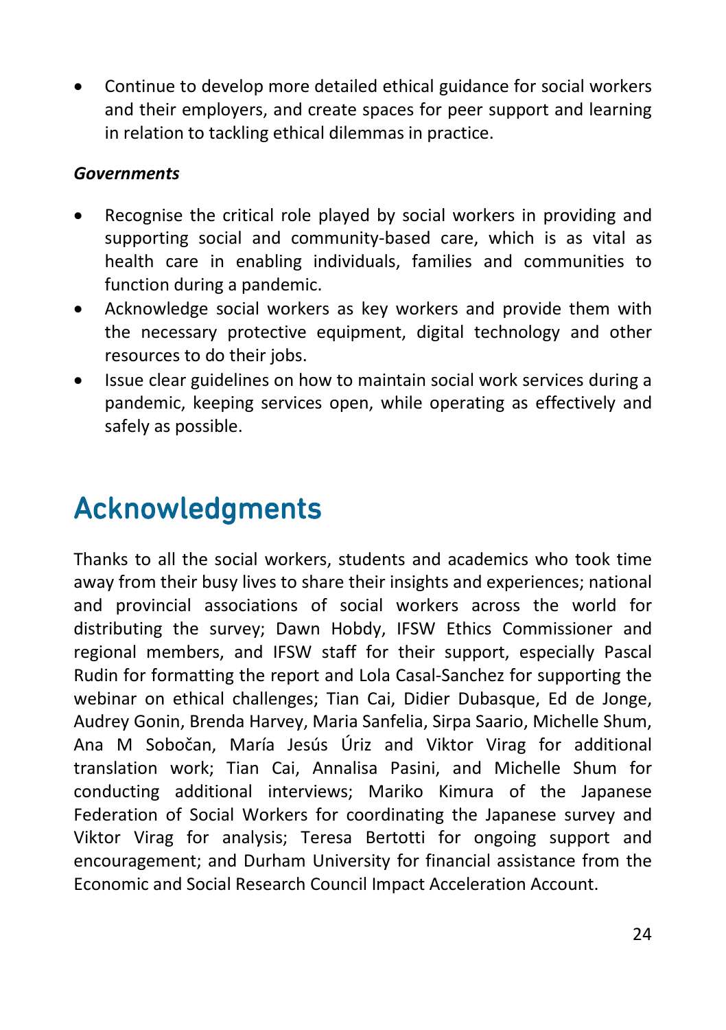- Continue to develop more detailed ethical guidance for social workers and their employers, and create spaces for peer support and learning in relation to tackling ethical dilemmas in practice.

***Governments***

- Recognise the critical role played by social workers in providing and supporting social and community-based care, which is as vital as health care in enabling individuals, families and communities to function during a pandemic.
- Acknowledge social workers as key workers and provide them with the necessary protective equipment, digital technology and other resources to do their jobs.
- Issue clear guidelines on how to maintain social work services during a pandemic, keeping services open, while operating as effectively and safely as possible.

# Acknowledgments

Thanks to all the social workers, students and academics who took time away from their busy lives to share their insights and experiences; national and provincial associations of social workers across the world for distributing the survey; Dawn Hobdy, IFSW Ethics Commissioner and regional members, and IFSW staff for their support, especially Pascal Rudin for formatting the report and Lola Casal-Sanchez for supporting the webinar on ethical challenges; Tian Cai, Didier Dubasque, Ed de Jonge, Audrey Gonin, Brenda Harvey, Maria Sanfelia, Sirpa Saario, Michelle Shum, Ana M Sobočan, María Jesús Úriz and Viktor Virag for additional translation work; Tian Cai, Annalisa Pasini, and Michelle Shum for conducting additional interviews; Mariko Kimura of the Japanese Federation of Social Workers for coordinating the Japanese survey and Viktor Virag for analysis; Teresa Bertotti for ongoing support and encouragement; and Durham University for financial assistance from the Economic and Social Research Council Impact Acceleration Account.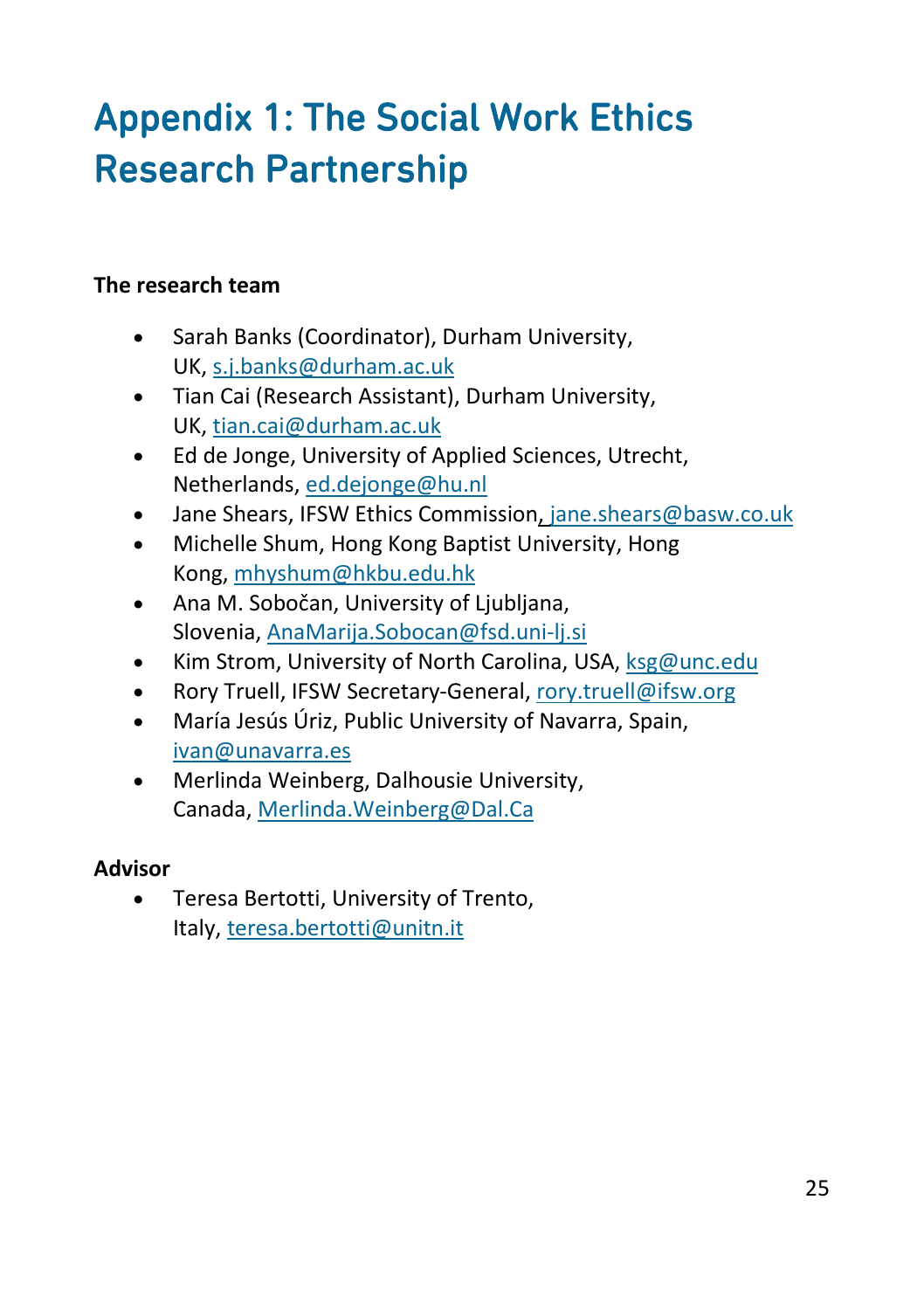# Appendix 1: The Social Work Ethics Research Partnership

**The research team**

- Sarah Banks (Coordinator), Durham University, UK, s.j.banks@durham.ac.uk
- Tian Cai (Research Assistant), Durham University, UK, tian.cai@durham.ac.uk
- Ed de Jonge, University of Applied Sciences, Utrecht, Netherlands, ed.dejonge@hu.nl
- Jane Shears, IFSW Ethics Commission, jane.shears@basw.co.uk
- Michelle Shum, Hong Kong Baptist University, Hong Kong, mhyshum@hkbu.edu.hk
- Ana M. Sobočan, University of Ljubljana, Slovenia, AnaMarija.Sobocan@fsd.uni-lj.si
- Kim Strom, University of North Carolina, USA, ksg@unc.edu
- Rory Truell, IFSW Secretary-General, rory.truell@ifsw.org
- María Jesús Úriz, Public University of Navarra, Spain, ivan@unavarra.es
- Merlinda Weinberg, Dalhousie University, Canada, Merlinda.Weinberg@Dal.Ca

**Advisor**

- Teresa Bertotti, University of Trento, Italy, teresa.bertotti@unitn.it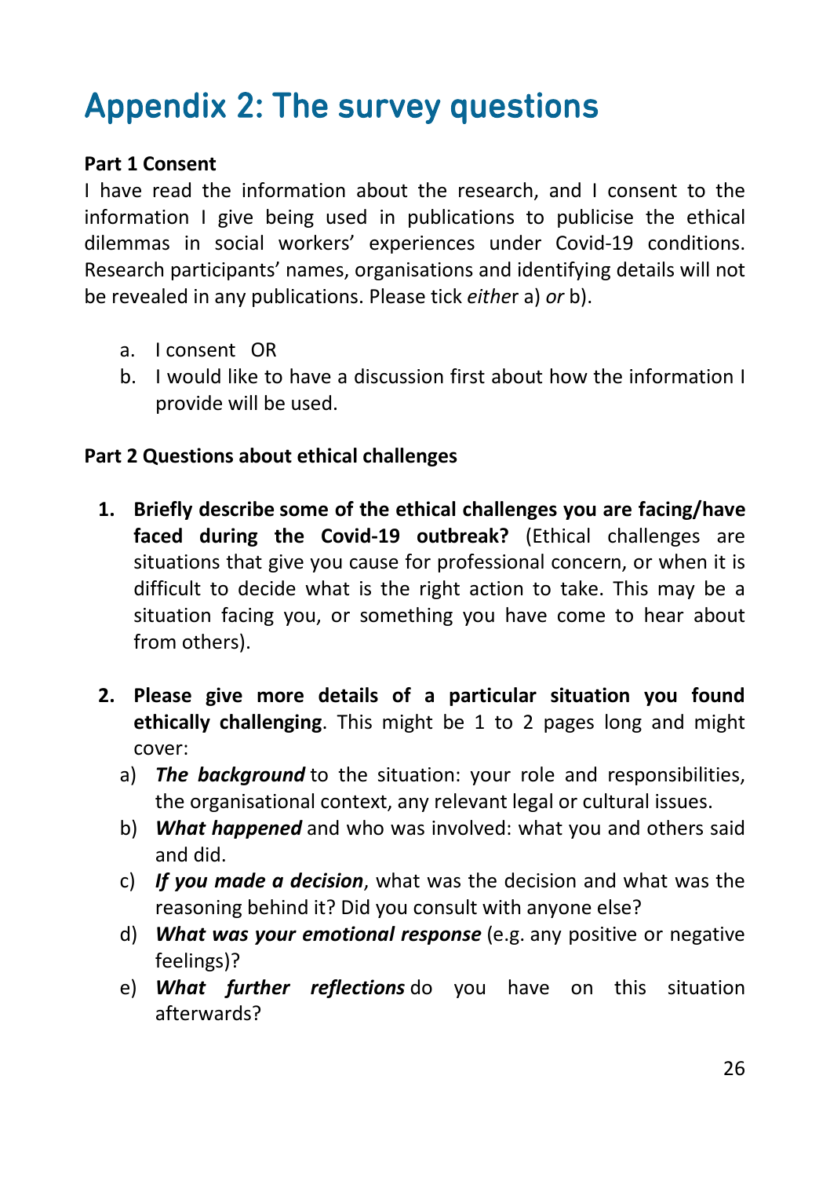# Appendix 2: The survey questions

**Part 1 Consent**

I have read the information about the research, and I consent to the information I give being used in publications to publicise the ethical dilemmas in social workers' experiences under Covid-19 conditions. Research participants' names, organisations and identifying details will not be revealed in any publications. Please tick *either* a) *or* b).

a. I consent OR
b. I would like to have a discussion first about how the information I provide will be used.

**Part 2 Questions about ethical challenges**

1. **Briefly describe some of the ethical challenges you are facing/have faced during the Covid-19 outbreak?** (Ethical challenges are situations that give you cause for professional concern, or when it is difficult to decide what is the right action to take. This may be a situation facing you, or something you have come to hear about from others).

2. **Please give more details of a particular situation you found ethically challenging**. This might be 1 to 2 pages long and might cover:
   a) ***The background*** to the situation: your role and responsibilities, the organisational context, any relevant legal or cultural issues.
   b) ***What happened*** and who was involved: what you and others said and did.
   c) ***If you made a decision***, what was the decision and what was the reasoning behind it? Did you consult with anyone else?
   d) ***What was your emotional response*** (e.g. any positive or negative feelings)?
   e) ***What further reflections*** do you have on this situation afterwards?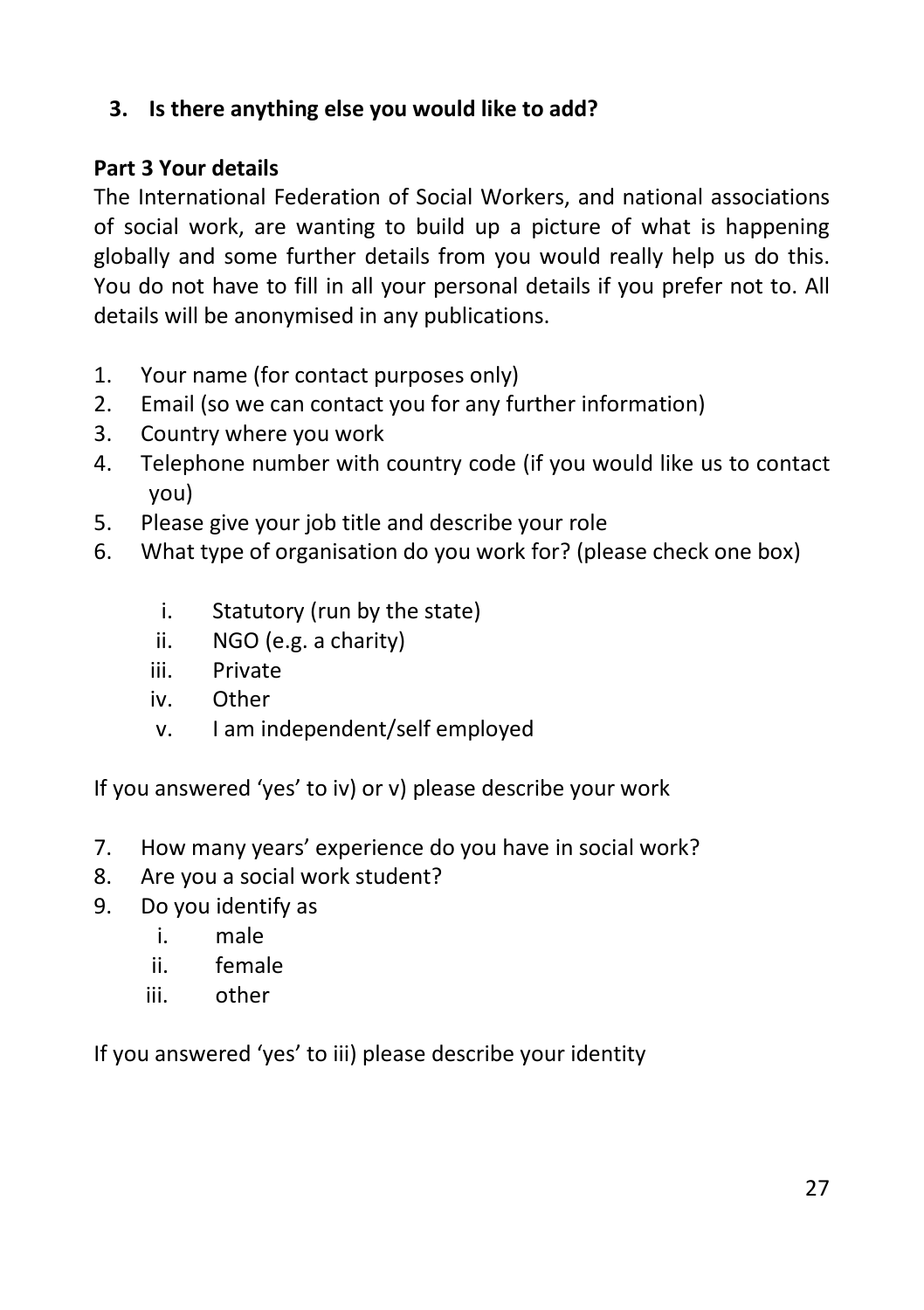**3. Is there anything else you would like to add?**

**Part 3 Your details**

The International Federation of Social Workers, and national associations of social work, are wanting to build up a picture of what is happening globally and some further details from you would really help us do this. You do not have to fill in all your personal details if you prefer not to. All details will be anonymised in any publications.

1. Your name (for contact purposes only)
2. Email (so we can contact you for any further information)
3. Country where you work
4. Telephone number with country code (if you would like us to contact you)
5. Please give your job title and describe your role
6. What type of organisation do you work for? (please check one box)
   i. Statutory (run by the state)
   ii. NGO (e.g. a charity)
   iii. Private
   iv. Other
   v. I am independent/self employed

If you answered 'yes' to iv) or v) please describe your work

7. How many years' experience do you have in social work?
8. Are you a social work student?
9. Do you identify as
   i. male
   ii. female
   iii. other

If you answered 'yes' to iii) please describe your identity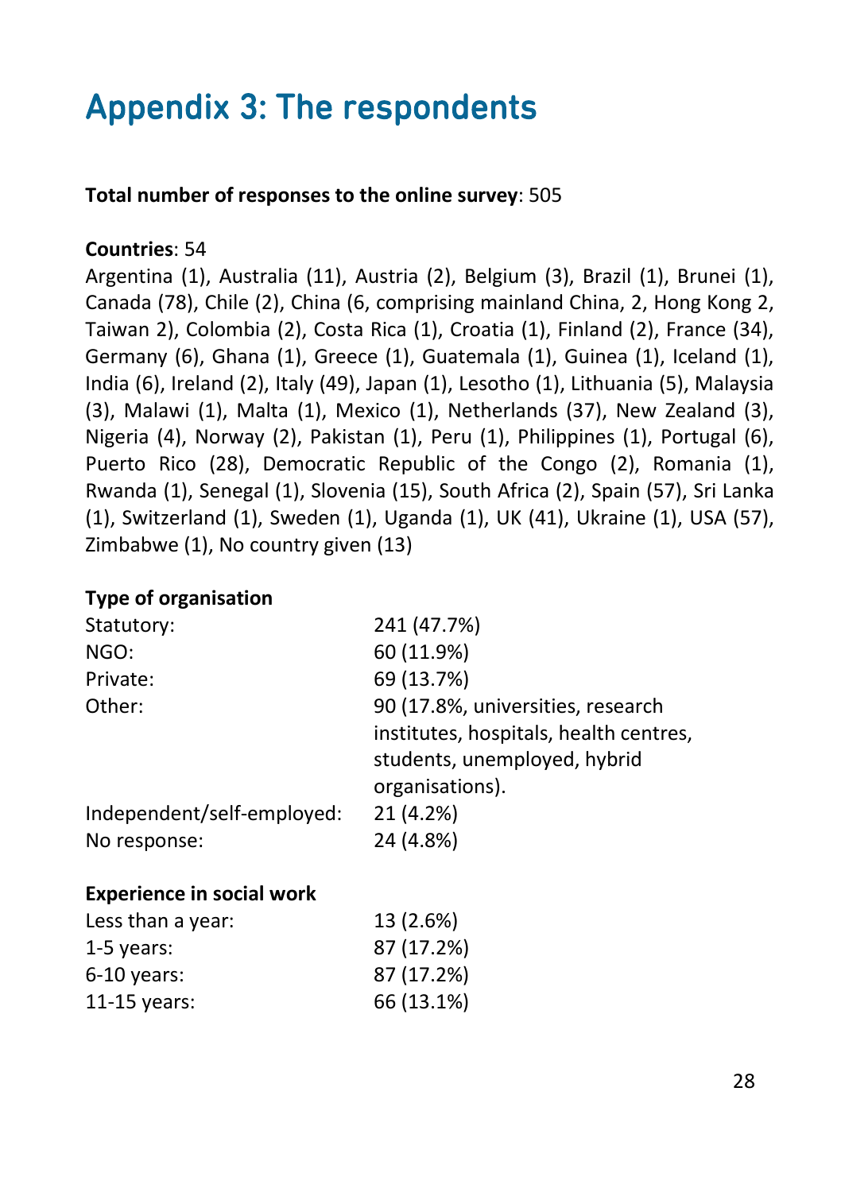# Appendix 3: The respondents

**Total number of responses to the online survey**: 505

**Countries**: 54

Argentina (1), Australia (11), Austria (2), Belgium (3), Brazil (1), Brunei (1), Canada (78), Chile (2), China (6, comprising mainland China, 2, Hong Kong 2, Taiwan 2), Colombia (2), Costa Rica (1), Croatia (1), Finland (2), France (34), Germany (6), Ghana (1), Greece (1), Guatemala (1), Guinea (1), Iceland (1), India (6), Ireland (2), Italy (49), Japan (1), Lesotho (1), Lithuania (5), Malaysia (3), Malawi (1), Malta (1), Mexico (1), Netherlands (37), New Zealand (3), Nigeria (4), Norway (2), Pakistan (1), Peru (1), Philippines (1), Portugal (6), Puerto Rico (28), Democratic Republic of the Congo (2), Romania (1), Rwanda (1), Senegal (1), Slovenia (15), South Africa (2), Spain (57), Sri Lanka (1), Switzerland (1), Sweden (1), Uganda (1), UK (41), Ukraine (1), USA (57), Zimbabwe (1), No country given (13)

**Type of organisation**

| | |
|---|---|
| Statutory: | 241 (47.7%) |
| NGO: | 60 (11.9%) |
| Private: | 69 (13.7%) |
| Other: | 90 (17.8%, universities, research institutes, hospitals, health centres, students, unemployed, hybrid organisations). |
| Independent/self-employed: | 21 (4.2%) |
| No response: | 24 (4.8%) |

**Experience in social work**

| | |
|---|---|
| Less than a year: | 13 (2.6%) |
| 1-5 years: | 87 (17.2%) |
| 6-10 years: | 87 (17.2%) |
| 11-15 years: | 66 (13.1%) |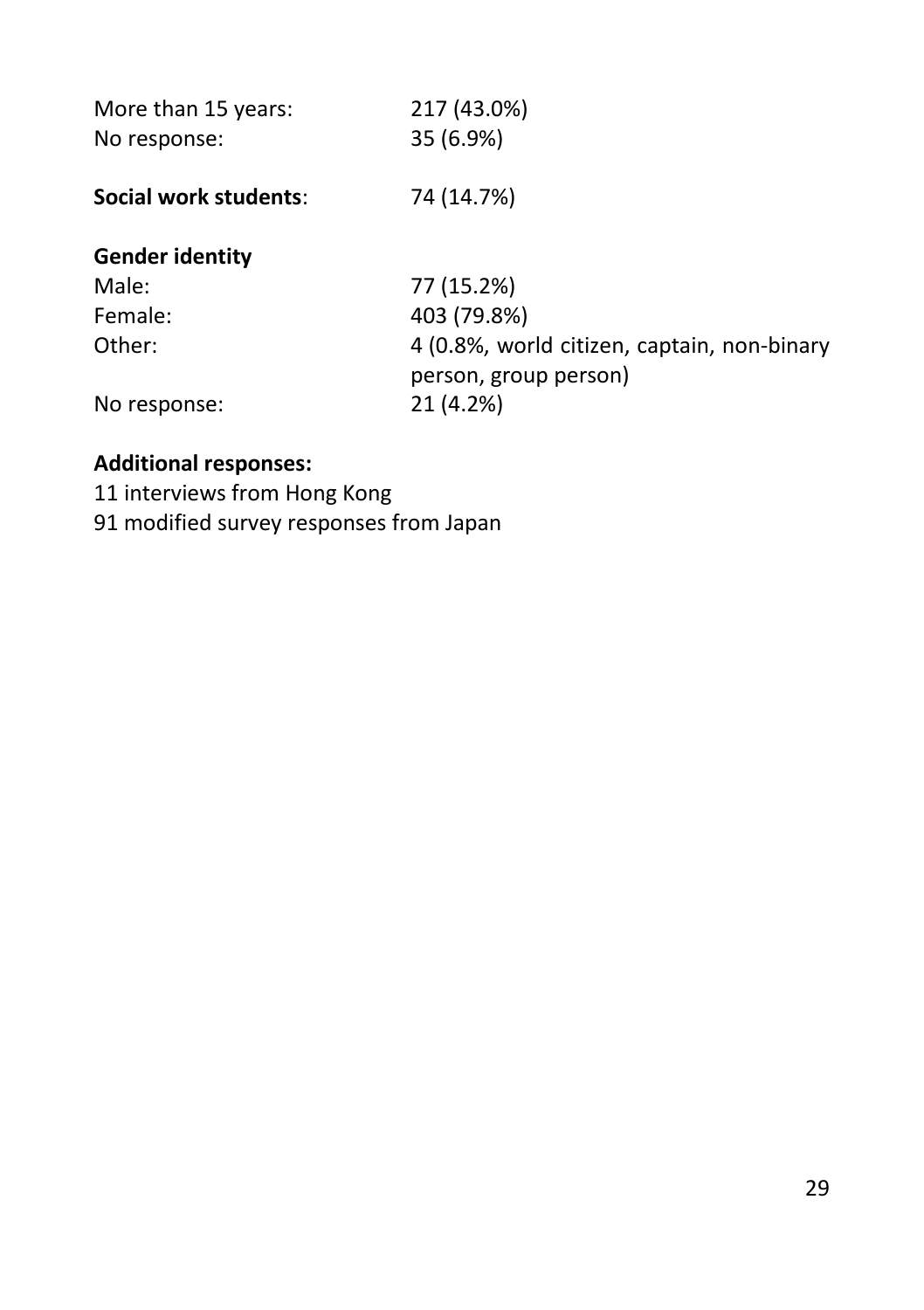| | |
|---|---|
| More than 15 years: | 217 (43.0%) |
| No response: | 35 (6.9%) |

| | |
|---|---|
| **Social work students**: | 74 (14.7%) |

**Gender identity**

| | |
|---|---|
| Male: | 77 (15.2%) |
| Female: | 403 (79.8%) |
| Other: | 4 (0.8%, world citizen, captain, non-binary person, group person) |
| No response: | 21 (4.2%) |

**Additional responses:**

11 interviews from Hong Kong
91 modified survey responses from Japan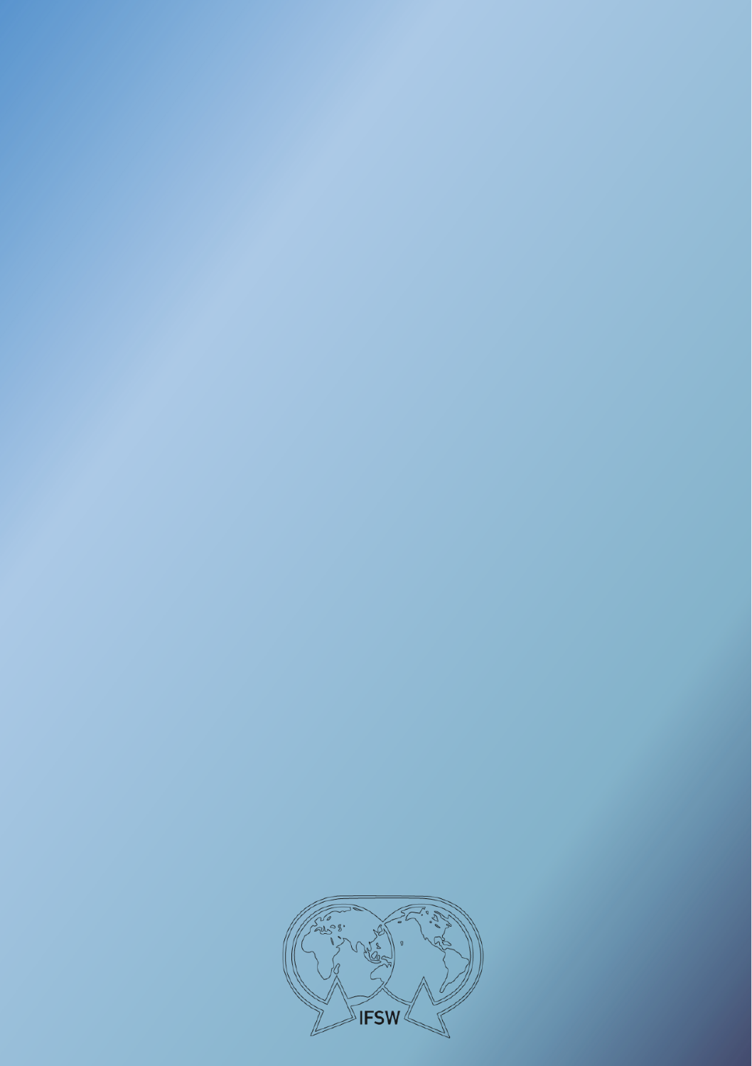IFSW